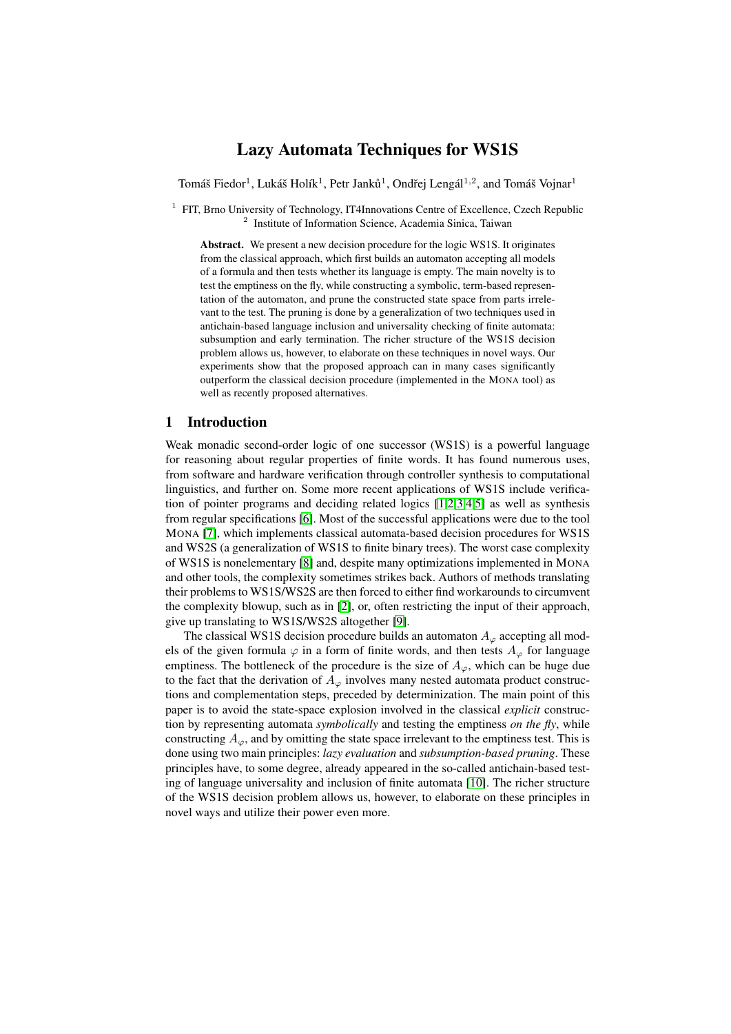// Lazy Automata Techniques for WS1S — page 1 of 17, document f3d2085308eb

# Lazy Automata Techniques for WS1S

Tomáš Fiedor[1], Lukáš Holík[1], Petr Janků[1], Ondřej Lengál[1,2], and Tomáš Vojnar[1]

[1] FIT, Brno University of Technology, IT4Innovations Centre of Excellence, Czech Republic
[2] Institute of Information Science, Academia Sinica, Taiwan

**Abstract.** We present a new decision procedure for the logic WS1S. It originates from the classical approach, which first builds an automaton accepting all models of a formula and then tests whether its language is empty. The main novelty is to test the emptiness on the fly, while constructing a symbolic, term-based representation of the automaton, and prune the constructed state space from parts irrelevant to the test. The pruning is done by a generalization of two techniques used in antichain-based language inclusion and universality checking of finite automata: subsumption and early termination. The richer structure of the WS1S decision problem allows us, however, to elaborate on these techniques in novel ways. Our experiments show that the proposed approach can in many cases significantly outperform the classical decision procedure (implemented in the MONA tool) as well as recently proposed alternatives.

## 1 Introduction

Weak monadic second-order logic of one successor (WS1S) is a powerful language for reasoning about regular properties of finite words. It has found numerous uses, from software and hardware verification through controller synthesis to computational linguistics, and further on. Some more recent applications of WS1S include verification of pointer programs and deciding related logics [1,2,3,4,5] as well as synthesis from regular specifications [6]. Most of the successful applications were due to the tool MONA [7], which implements classical automata-based decision procedures for WS1S and WS2S (a generalization of WS1S to finite binary trees). The worst case complexity of WS1S is nonelementary [8] and, despite many optimizations implemented in MONA and other tools, the complexity sometimes strikes back. Authors of methods translating their problems to WS1S/WS2S are then forced to either find workarounds to circumvent the complexity blowup, such as in [2], or, often restricting the input of their approach, give up translating to WS1S/WS2S altogether [9].

The classical WS1S decision procedure builds an automaton $A_\varphi$ accepting all models of the given formula $\varphi$ in a form of finite words, and then tests $A_\varphi$ for language emptiness. The bottleneck of the procedure is the size of $A_\varphi$, which can be huge due to the fact that the derivation of $A_\varphi$ involves many nested automata product constructions and complementation steps, preceded by determinization. The main point of this paper is to avoid the state-space explosion involved in the classical *explicit* construction by representing automata *symbolically* and testing the emptiness *on the fly*, while constructing $A_\varphi$, and by omitting the state space irrelevant to the emptiness test. This is done using two main principles: *lazy evaluation* and *subsumption-based pruning*. These principles have, to some degree, already appeared in the so-called antichain-based testing of language universality and inclusion of finite automata [10]. The richer structure of the WS1S decision problem allows us, however, to elaborate on these principles in novel ways and utilize their power even more.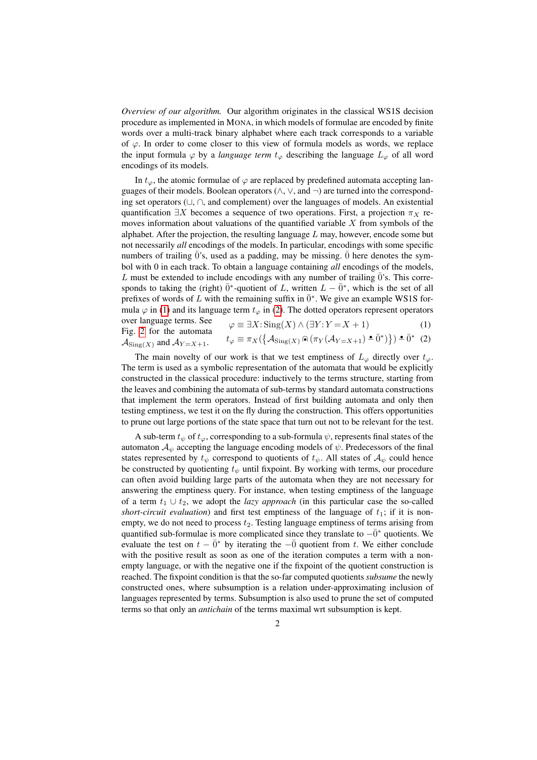*Overview of our algorithm.* Our algorithm originates in the classical WS1S decision procedure as implemented in MONA, in which models of formulae are encoded by finite words over a multi-track binary alphabet where each track corresponds to a variable of $\varphi$. In order to come closer to this view of formula models as words, we replace the input formula $\varphi$ by a *language term* $t_\varphi$ describing the language $L_\varphi$ of all word encodings of its models.

In $t_\varphi$, the atomic formulae of $\varphi$ are replaced by predefined automata accepting languages of their models. Boolean operators ($\wedge$, $\vee$, and $\neg$) are turned into the corresponding set operators ($\cup$, $\cap$, and complement) over the languages of models. An existential quantification $\exists X$ becomes a sequence of two operations. First, a projection $\pi_X$ removes information about valuations of the quantified variable $X$ from symbols of the alphabet. After the projection, the resulting language $L$ may, however, encode some but not necessarily *all* encodings of the models. In particular, encodings with some specific numbers of trailing $\bar{0}$'s, used as a padding, may be missing. $\bar{0}$ here denotes the symbol with 0 in each track. To obtain a language containing *all* encodings of the models, $L$ must be extended to include encodings with any number of trailing $\bar{0}$'s. This corresponds to taking the (right) $\bar{0}^*$-quotient of $L$, written $L - \bar{0}^*$, which is the set of all prefixes of words of $L$ with the remaining suffix in $\bar{0}^*$. We give an example WS1S formula $\varphi$ in (1) and its language term $t_\varphi$ in (2). The dotted operators represent operators over language terms. See Fig. 2 for the automata $\mathcal{A}_{\mathrm{Sing}(X)}$ and $\mathcal{A}_{Y=X+1}$.

$$\varphi \equiv \exists X\colon \mathrm{Sing}(X) \wedge (\exists Y\colon Y = X + 1) \tag{1}$$

$$t_\varphi \equiv \pi_X(\{\mathcal{A}_{\mathrm{Sing}(X)} \mathbin{\dot{\cap}} (\pi_Y(\mathcal{A}_{Y=X+1}) \mathbin{\dot{-}} \bar{0}^*)\}) \mathbin{\dot{-}} \bar{0}^* \tag{2}$$

The main novelty of our work is that we test emptiness of $L_\varphi$ directly over $t_\varphi$. The term is used as a symbolic representation of the automata that would be explicitly constructed in the classical procedure: inductively to the terms structure, starting from the leaves and combining the automata of sub-terms by standard automata constructions that implement the term operators. Instead of first building automata and only then testing emptiness, we test it on the fly during the construction. This offers opportunities to prune out large portions of the state space that turn out not to be relevant for the test.

A sub-term $t_\psi$ of $t_\varphi$, corresponding to a sub-formula $\psi$, represents final states of the automaton $\mathcal{A}_\psi$ accepting the language encoding models of $\psi$. Predecessors of the final states represented by $t_\psi$ correspond to quotients of $t_\psi$. All states of $\mathcal{A}_\psi$ could hence be constructed by quotienting $t_\psi$ until fixpoint. By working with terms, our procedure can often avoid building large parts of the automata when they are not necessary for answering the emptiness query. For instance, when testing emptiness of the language of a term $t_1 \cup t_2$, we adopt the *lazy approach* (in this particular case the so-called *short-circuit evaluation*) and first test emptiness of the language of $t_1$; if it is non-empty, we do not need to process $t_2$. Testing language emptiness of terms arising from quantified sub-formulae is more complicated since they translate to $-\bar{0}^*$ quotients. We evaluate the test on $t - \bar{0}^*$ by iterating the $-\bar{0}$ quotient from $t$. We either conclude with the positive result as soon as one of the iteration computes a term with a non-empty language, or with the negative one if the fixpoint of the quotient construction is reached. The fixpoint condition is that the so-far computed quotients *subsume* the newly constructed ones, where subsumption is a relation under-approximating inclusion of languages represented by terms. Subsumption is also used to prune the set of computed terms so that only an *antichain* of the terms maximal wrt subsumption is kept.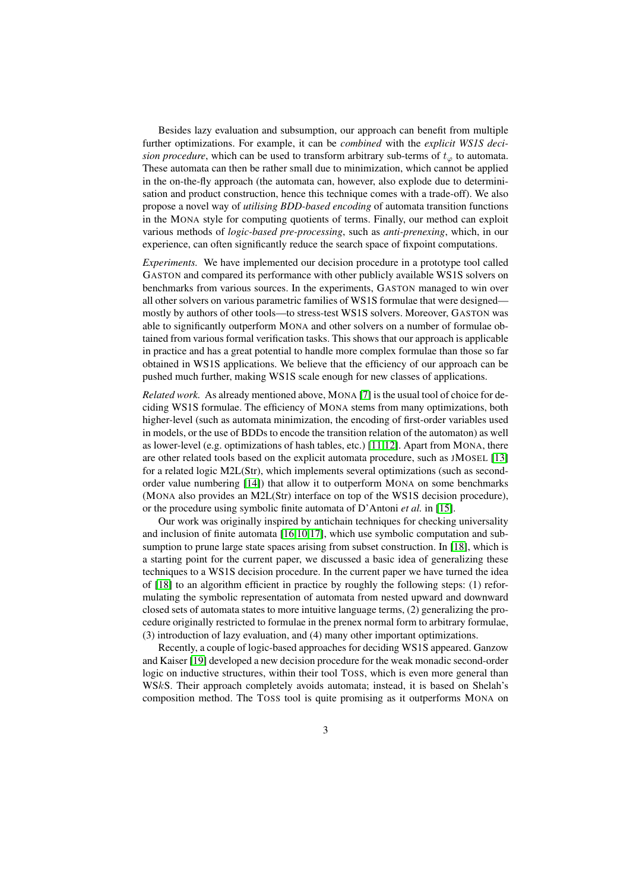Besides lazy evaluation and subsumption, our approach can benefit from multiple further optimizations. For example, it can be *combined* with the *explicit WS1S decision procedure*, which can be used to transform arbitrary sub-terms of $t_\varphi$ to automata. These automata can then be rather small due to minimization, which cannot be applied in the on-the-fly approach (the automata can, however, also explode due to determinisation and product construction, hence this technique comes with a trade-off). We also propose a novel way of *utilising BDD-based encoding* of automata transition functions in the MONA style for computing quotients of terms. Finally, our method can exploit various methods of *logic-based pre-processing*, such as *anti-prenexing*, which, in our experience, can often significantly reduce the search space of fixpoint computations.

*Experiments.* We have implemented our decision procedure in a prototype tool called GASTON and compared its performance with other publicly available WS1S solvers on benchmarks from various sources. In the experiments, GASTON managed to win over all other solvers on various parametric families of WS1S formulae that were designed—mostly by authors of other tools—to stress-test WS1S solvers. Moreover, GASTON was able to significantly outperform MONA and other solvers on a number of formulae obtained from various formal verification tasks. This shows that our approach is applicable in practice and has a great potential to handle more complex formulae than those so far obtained in WS1S applications. We believe that the efficiency of our approach can be pushed much further, making WS1S scale enough for new classes of applications.

*Related work.* As already mentioned above, MONA [7] is the usual tool of choice for deciding WS1S formulae. The efficiency of MONA stems from many optimizations, both higher-level (such as automata minimization, the encoding of first-order variables used in models, or the use of BDDs to encode the transition relation of the automaton) as well as lower-level (e.g. optimizations of hash tables, etc.) [11,12]. Apart from MONA, there are other related tools based on the explicit automata procedure, such as JMOSEL [13] for a related logic M2L(Str), which implements several optimizations (such as second-order value numbering [14]) that allow it to outperform MONA on some benchmarks (MONA also provides an M2L(Str) interface on top of the WS1S decision procedure), or the procedure using symbolic finite automata of D'Antoni *et al.* in [15].

Our work was originally inspired by antichain techniques for checking universality and inclusion of finite automata [16,10,17], which use symbolic computation and subsumption to prune large state spaces arising from subset construction. In [18], which is a starting point for the current paper, we discussed a basic idea of generalizing these techniques to a WS1S decision procedure. In the current paper we have turned the idea of [18] to an algorithm efficient in practice by roughly the following steps: (1) reformulating the symbolic representation of automata from nested upward and downward closed sets of automata states to more intuitive language terms, (2) generalizing the procedure originally restricted to formulae in the prenex normal form to arbitrary formulae, (3) introduction of lazy evaluation, and (4) many other important optimizations.

Recently, a couple of logic-based approaches for deciding WS1S appeared. Ganzow and Kaiser [19] developed a new decision procedure for the weak monadic second-order logic on inductive structures, within their tool TOSS, which is even more general than WS$k$S. Their approach completely avoids automata; instead, it is based on Shelah's composition method. The TOSS tool is quite promising as it outperforms MONA on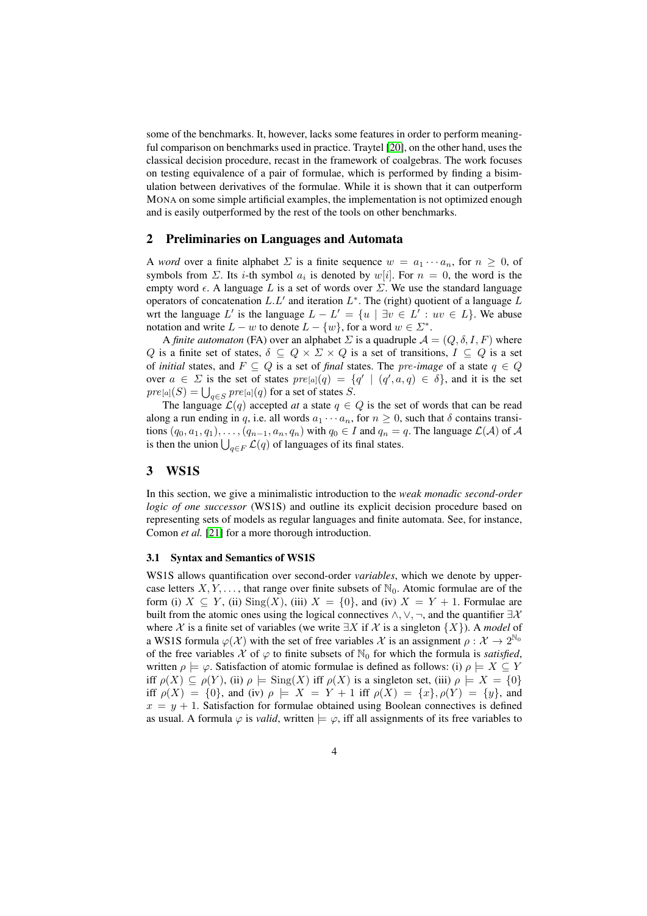some of the benchmarks. It, however, lacks some features in order to perform meaningful comparison on benchmarks used in practice. Traytel [20], on the other hand, uses the classical decision procedure, recast in the framework of coalgebras. The work focuses on testing equivalence of a pair of formulae, which is performed by finding a bisimulation between derivatives of the formulae. While it is shown that it can outperform MONA on some simple artificial examples, the implementation is not optimized enough and is easily outperformed by the rest of the tools on other benchmarks.

## 2 Preliminaries on Languages and Automata

A *word* over a finite alphabet $\Sigma$ is a finite sequence $w = a_1 \cdots a_n$, for $n \geq 0$, of symbols from $\Sigma$. Its $i$-th symbol $a_i$ is denoted by $w[i]$. For $n = 0$, the word is the empty word $\epsilon$. A language $L$ is a set of words over $\Sigma$. We use the standard language operators of concatenation $L.L'$ and iteration $L^*$. The (right) quotient of a language $L$ wrt the language $L'$ is the language $L - L' = \{u \mid \exists v \in L' : uv \in L\}$. We abuse notation and write $L - w$ to denote $L - \{w\}$, for a word $w \in \Sigma^*$.

A *finite automaton* (FA) over an alphabet $\Sigma$ is a quadruple $\mathcal{A} = (Q, \delta, I, F)$ where $Q$ is a finite set of states, $\delta \subseteq Q \times \Sigma \times Q$ is a set of transitions, $I \subseteq Q$ is a set of *initial* states, and $F \subseteq Q$ is a set of *final* states. The *pre-image* of a state $q \in Q$ over $a \in \Sigma$ is the set of states $pre_{[a]}(q) = \{q' \mid (q', a, q) \in \delta\}$, and it is the set $pre_{[a]}(S) = \bigcup_{q \in S} pre_{[a]}(q)$ for a set of states $S$.

The language $\mathcal{L}(q)$ accepted *at* a state $q \in Q$ is the set of words that can be read along a run ending in $q$, i.e. all words $a_1 \cdots a_n$, for $n \geq 0$, such that $\delta$ contains transitions $(q_0, a_1, q_1), \ldots, (q_{n-1}, a_n, q_n)$ with $q_0 \in I$ and $q_n = q$. The language $\mathcal{L}(\mathcal{A})$ of $\mathcal{A}$ is then the union $\bigcup_{q \in F} \mathcal{L}(q)$ of languages of its final states.

## 3 WS1S

In this section, we give a minimalistic introduction to the *weak monadic second-order logic of one successor* (WS1S) and outline its explicit decision procedure based on representing sets of models as regular languages and finite automata. See, for instance, Comon *et al.* [21] for a more thorough introduction.

### 3.1 Syntax and Semantics of WS1S

WS1S allows quantification over second-order *variables*, which we denote by uppercase letters $X, Y, \ldots$, that range over finite subsets of $\mathbb{N}_0$. Atomic formulae are of the form (i) $X \subseteq Y$, (ii) $\mathrm{Sing}(X)$, (iii) $X = \{0\}$, and (iv) $X = Y + 1$. Formulae are built from the atomic ones using the logical connectives $\wedge, \vee, \neg$, and the quantifier $\exists \mathcal{X}$ where $\mathcal{X}$ is a finite set of variables (we write $\exists X$ if $\mathcal{X}$ is a singleton $\{X\}$). A *model* of a WS1S formula $\varphi(\mathcal{X})$ with the set of free variables $\mathcal{X}$ is an assignment $\rho : \mathcal{X} \to 2^{\mathbb{N}_0}$ of the free variables $\mathcal{X}$ of $\varphi$ to finite subsets of $\mathbb{N}_0$ for which the formula is *satisfied*, written $\rho \models \varphi$. Satisfaction of atomic formulae is defined as follows: (i) $\rho \models X \subseteq Y$ iff $\rho(X) \subseteq \rho(Y)$, (ii) $\rho \models \mathrm{Sing}(X)$ iff $\rho(X)$ is a singleton set, (iii) $\rho \models X = \{0\}$ iff $\rho(X) = \{0\}$, and (iv) $\rho \models X = Y + 1$ iff $\rho(X) = \{x\}, \rho(Y) = \{y\}$, and $x = y + 1$. Satisfaction for formulae obtained using Boolean connectives is defined as usual. A formula $\varphi$ is *valid*, written $\models \varphi$, iff all assignments of its free variables to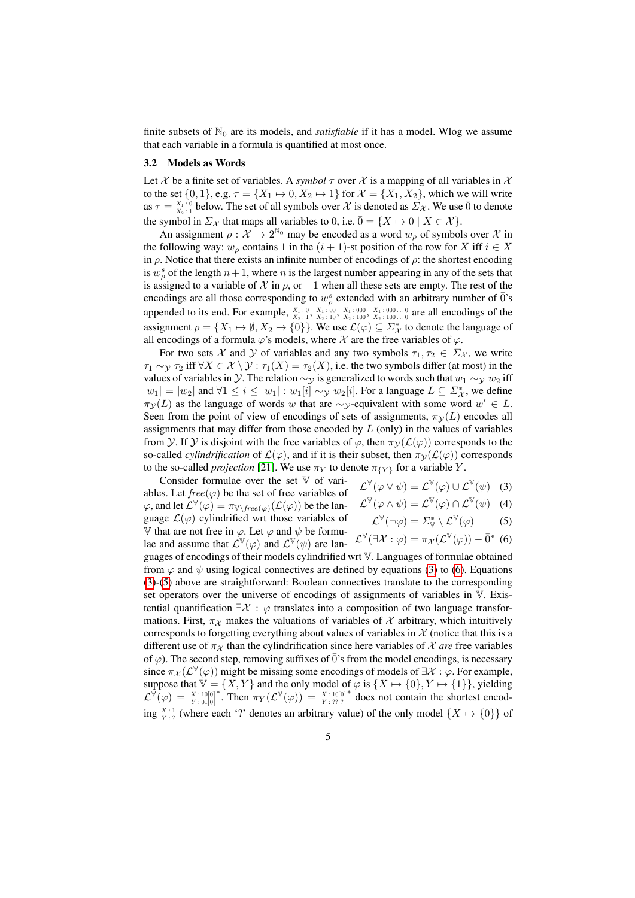finite subsets of $\mathbb{N}_0$ are its models, and *satisfiable* if it has a model. Wlog we assume that each variable in a formula is quantified at most once.

### 3.2 Models as Words

Let $\mathcal{X}$ be a finite set of variables. A *symbol* $\tau$ over $\mathcal{X}$ is a mapping of all variables in $\mathcal{X}$ to the set $\{0, 1\}$, e.g. $\tau = \{X_1 \mapsto 0, X_2 \mapsto 1\}$ for $\mathcal{X} = \{X_1, X_2\}$, which we will write as $\tau = {}^{X_1:0}_{X_2:1}$ below. The set of all symbols over $\mathcal{X}$ is denoted as $\Sigma_{\mathcal{X}}$. We use $\bar{0}$ to denote the symbol in $\Sigma_{\mathcal{X}}$ that maps all variables to 0, i.e. $\bar{0} = \{X \mapsto 0 \mid X \in \mathcal{X}\}$.

An assignment $\rho : \mathcal{X} \to 2^{\mathbb{N}_0}$ may be encoded as a word $w_\rho$ of symbols over $\mathcal{X}$ in the following way: $w_\rho$ contains 1 in the $(i+1)$-st position of the row for $X$ iff $i \in X$ in $\rho$. Notice that there exists an infinite number of encodings of $\rho$: the shortest encoding is $w^s_\rho$ of the length $n+1$, where $n$ is the largest number appearing in any of the sets that is assigned to a variable of $\mathcal{X}$ in $\rho$, or $-1$ when all these sets are empty. The rest of the encodings are all those corresponding to $w^s_\rho$ extended with an arbitrary number of $\bar{0}$'s appended to its end. For example, ${}^{X_1:0}_{X_2:1}$, ${}^{X_1:00}_{X_2:10}$, ${}^{X_1:000}_{X_2:100}$, ${}^{X_1:000\ldots0}_{X_2:100\ldots0}$ are all encodings of the assignment $\rho = \{X_1 \mapsto \emptyset, X_2 \mapsto \{0\}\}$. We use $\mathcal{L}(\varphi) \subseteq \Sigma^*_{\mathcal{X}}$ to denote the language of all encodings of a formula $\varphi$'s models, where $\mathcal{X}$ are the free variables of $\varphi$.

For two sets $\mathcal{X}$ and $\mathcal{Y}$ of variables and any two symbols $\tau_1, \tau_2 \in \Sigma_{\mathcal{X}}$, we write $\tau_1 \sim_{\mathcal{Y}} \tau_2$ iff $\forall X \in \mathcal{X} \setminus \mathcal{Y} : \tau_1(X) = \tau_2(X)$, i.e. the two symbols differ (at most) in the values of variables in $\mathcal{Y}$. The relation $\sim_{\mathcal{Y}}$ is generalized to words such that $w_1 \sim_{\mathcal{Y}} w_2$ iff $|w_1| = |w_2|$ and $\forall 1 \leq i \leq |w_1| : w_1[i] \sim_{\mathcal{Y}} w_2[i]$. For a language $L \subseteq \Sigma^*_{\mathcal{X}}$, we define $\pi_{\mathcal{Y}}(L)$ as the language of words $w$ that are $\sim_{\mathcal{Y}}$-equivalent with some word $w' \in L$. Seen from the point of view of encodings of sets of assignments, $\pi_{\mathcal{Y}}(L)$ encodes all assignments that may differ from those encoded by $L$ (only) in the values of variables from $\mathcal{Y}$. If $\mathcal{Y}$ is disjoint with the free variables of $\varphi$, then $\pi_{\mathcal{Y}}(\mathcal{L}(\varphi))$ corresponds to the so-called *cylindrification* of $\mathcal{L}(\varphi)$, and if it is their subset, then $\pi_{\mathcal{Y}}(\mathcal{L}(\varphi))$ corresponds to the so-called *projection* [21]. We use $\pi_Y$ to denote $\pi_{\{Y\}}$ for a variable $Y$.

$$\mathcal{L}^{\mathbb{V}}(\varphi \vee \psi) = \mathcal{L}^{\mathbb{V}}(\varphi) \cup \mathcal{L}^{\mathbb{V}}(\psi) \quad (3)$$

$$\mathcal{L}^{\mathbb{V}}(\varphi \wedge \psi) = \mathcal{L}^{\mathbb{V}}(\varphi) \cap \mathcal{L}^{\mathbb{V}}(\psi) \quad (4)$$

$$\mathcal{L}^{\mathbb{V}}(\neg \varphi) = \Sigma^*_{\mathbb{V}} \setminus \mathcal{L}^{\mathbb{V}}(\varphi) \quad (5)$$

$$\mathcal{L}^{\mathbb{V}}(\exists \mathcal{X} : \varphi) = \pi_{\mathcal{X}}(\mathcal{L}^{\mathbb{V}}(\varphi)) - \bar{0}^* \quad (6)$$

Consider formulae over the set $\mathbb{V}$ of variables. Let $free(\varphi)$ be the set of free variables of $\varphi$, and let $\mathcal{L}^{\mathbb{V}}(\varphi) = \pi_{\mathbb{V} \setminus free(\varphi)}(\mathcal{L}(\varphi))$ be the language $\mathcal{L}(\varphi)$ cylindrified wrt those variables of $\mathbb{V}$ that are not free in $\varphi$. Let $\varphi$ and $\psi$ be formulae and assume that $\mathcal{L}^{\mathbb{V}}(\varphi)$ and $\mathcal{L}^{\mathbb{V}}(\psi)$ are languages of encodings of their models cylindrified wrt $\mathbb{V}$. Languages of formulae obtained from $\varphi$ and $\psi$ using logical connectives are defined by equations (3) to (6). Equations (3)-(5) above are straightforward: Boolean connectives translate to the corresponding set operators over the universe of encodings of assignments of variables in $\mathbb{V}$. Existential quantification $\exists \mathcal{X} : \varphi$ translates into a composition of two language transformations. First, $\pi_{\mathcal{X}}$ makes the valuations of variables of $\mathcal{X}$ arbitrary, which intuitively corresponds to forgetting everything about values of variables in $\mathcal{X}$ (notice that this is a different use of $\pi_{\mathcal{X}}$ than the cylindrification since here variables of $\mathcal{X}$ *are* free variables of $\varphi$). The second step, removing suffixes of $\bar{0}$'s from the model encodings, is necessary since $\pi_{\mathcal{X}}(\mathcal{L}^{\mathbb{V}}(\varphi))$ might be missing some encodings of models of $\exists \mathcal{X} : \varphi$. For example, suppose that $\mathbb{V} = \{X, Y\}$ and the only model of $\varphi$ is $\{X \mapsto \{0\}, Y \mapsto \{1\}\}$, yielding $\mathcal{L}^{\mathbb{V}}(\varphi) = {}^{X:10}_{Y:01}\left[{}^{0}_{0}\right]^*$. Then $\pi_Y(\mathcal{L}^{\mathbb{V}}(\varphi)) = {}^{X:10}_{Y:??}\left[{}^{0}_{?}\right]^*$ does not contain the shortest encoding ${}^{X:1}_{Y:?}$ (where each '?' denotes an arbitrary value) of the only model $\{X \mapsto \{0\}\}$ of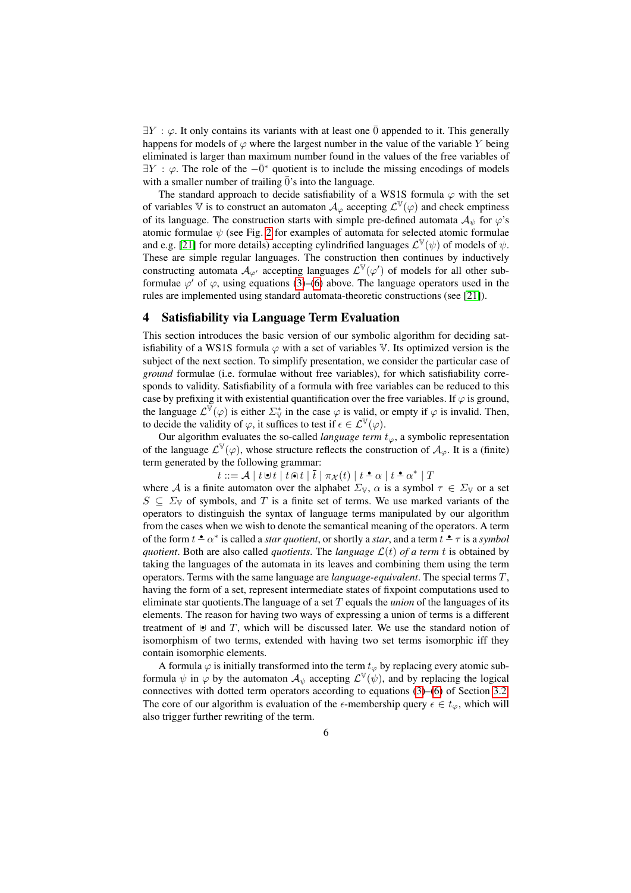$\exists Y : \varphi$. It only contains its variants with at least one $\bar{0}$ appended to it. This generally happens for models of $\varphi$ where the largest number in the value of the variable $Y$ being eliminated is larger than maximum number found in the values of the free variables of $\exists Y : \varphi$. The role of the $-\bar{0}^*$ quotient is to include the missing encodings of models with a smaller number of trailing $\bar{0}$'s into the language.

The standard approach to decide satisfiability of a WS1S formula $\varphi$ with the set of variables $\mathbb{V}$ is to construct an automaton $\mathcal{A}_\varphi$ accepting $\mathcal{L}^{\mathbb{V}}(\varphi)$ and check emptiness of its language. The construction starts with simple pre-defined automata $\mathcal{A}_\psi$ for $\varphi$'s atomic formulae $\psi$ (see Fig. 2 for examples of automata for selected atomic formulae and e.g. [21] for more details) accepting cylindrified languages $\mathcal{L}^{\mathbb{V}}(\psi)$ of models of $\psi$. These are simple regular languages. The construction then continues by inductively constructing automata $\mathcal{A}_{\varphi'}$ accepting languages $\mathcal{L}^{\mathbb{V}}(\varphi')$ of models for all other subformulae $\varphi'$ of $\varphi$, using equations (3)–(6) above. The language operators used in the rules are implemented using standard automata-theoretic constructions (see [21]).

## 4 Satisfiability via Language Term Evaluation

This section introduces the basic version of our symbolic algorithm for deciding satisfiability of a WS1S formula $\varphi$ with a set of variables $\mathbb{V}$. Its optimized version is the subject of the next section. To simplify presentation, we consider the particular case of *ground* formulae (i.e. formulae without free variables), for which satisfiability corresponds to validity. Satisfiability of a formula with free variables can be reduced to this case by prefixing it with existential quantification over the free variables. If $\varphi$ is ground, the language $\mathcal{L}^{\mathbb{V}}(\varphi)$ is either $\Sigma_{\mathbb{V}}^*$ in the case $\varphi$ is valid, or empty if $\varphi$ is invalid. Then, to decide the validity of $\varphi$, it suffices to test if $\epsilon \in \mathcal{L}^{\mathbb{V}}(\varphi)$.

Our algorithm evaluates the so-called *language term* $t_\varphi$, a symbolic representation of the language $\mathcal{L}^{\mathbb{V}}(\varphi)$, whose structure reflects the construction of $\mathcal{A}_\varphi$. It is a (finite) term generated by the following grammar:

$$t ::= \mathcal{A} \mid t \mathbin{\dot{\cup}} t \mid t \mathbin{\dot{\cap}} t \mid \bar{t} \mid \pi_{\mathcal{X}}(t) \mid t \mathbin{\dot{-}} \alpha \mid t \mathbin{\dot{-}} \alpha^* \mid T$$

where $\mathcal{A}$ is a finite automaton over the alphabet $\Sigma_{\mathbb{V}}$, $\alpha$ is a symbol $\tau \in \Sigma_{\mathbb{V}}$ or a set $S \subseteq \Sigma_{\mathbb{V}}$ of symbols, and $T$ is a finite set of terms. We use marked variants of the operators to distinguish the syntax of language terms manipulated by our algorithm from the cases when we wish to denote the semantical meaning of the operators. A term of the form $t \mathbin{\dot{-}} \alpha^*$ is called a *star quotient*, or shortly a *star*, and a term $t \mathbin{\dot{-}} \tau$ is a *symbol quotient*. Both are also called *quotients*. The *language* $\mathcal{L}(t)$ *of a term* $t$ is obtained by taking the languages of the automata in its leaves and combining them using the term operators. Terms with the same language are *language-equivalent*. The special terms $T$, having the form of a set, represent intermediate states of fixpoint computations used to eliminate star quotients.The language of a set $T$ equals the *union* of the languages of its elements. The reason for having two ways of expressing a union of terms is a different treatment of $\dot{\cup}$ and $T$, which will be discussed later. We use the standard notion of isomorphism of two terms, extended with having two set terms isomorphic iff they contain isomorphic elements.

A formula $\varphi$ is initially transformed into the term $t_\varphi$ by replacing every atomic subformula $\psi$ in $\varphi$ by the automaton $\mathcal{A}_\psi$ accepting $\mathcal{L}^{\mathbb{V}}(\psi)$, and by replacing the logical connectives with dotted term operators according to equations (3)–(6) of Section 3.2. The core of our algorithm is evaluation of the $\epsilon$-membership query $\epsilon \in t_\varphi$, which will also trigger further rewriting of the term.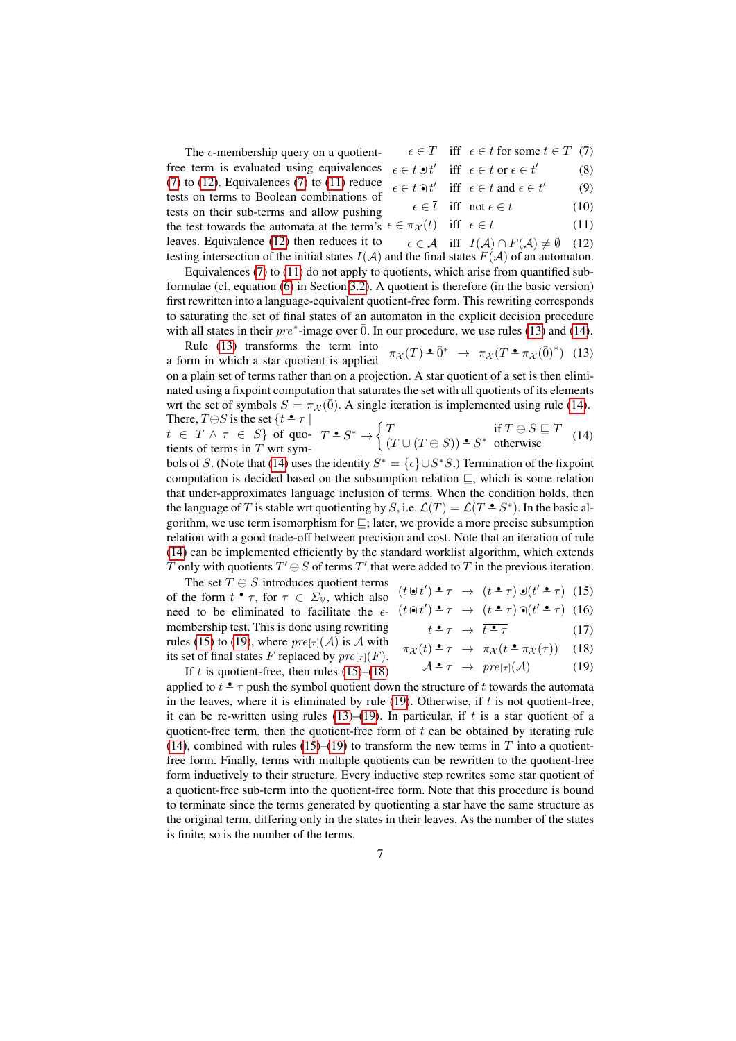The $\epsilon$-membership query on a quotient-free term is evaluated using equivalences (7) to (12). Equivalences (7) to (11) reduce tests on terms to Boolean combinations of tests on their sub-terms and allow pushing the test towards the automata at the term's leaves. Equivalence (12) then reduces it to testing intersection of the initial states $I(\mathcal{A})$ and the final states $F(\mathcal{A})$ of an automaton.

$$\epsilon \in T \quad \text{iff} \quad \epsilon \in t \text{ for some } t \in T \tag{7}$$

$$\epsilon \in t \uplus t' \quad \text{iff} \quad \epsilon \in t \text{ or } \epsilon \in t' \tag{8}$$

$$\epsilon \in t \Cap t' \quad \text{iff} \quad \epsilon \in t \text{ and } \epsilon \in t' \tag{9}$$

$$\epsilon \in \bar{t} \quad \text{iff} \quad \text{not } \epsilon \in t \tag{10}$$

$$\epsilon \in \pi_{\mathcal{X}}(t) \quad \text{iff} \quad \epsilon \in t \tag{11}$$

$$\epsilon \in \mathcal{A} \quad \text{iff} \quad I(\mathcal{A}) \cap F(\mathcal{A}) \neq \emptyset \tag{12}$$

Equivalences (7) to (11) do not apply to quotients, which arise from quantified subformulae (cf. equation (6) in Section 3.2). A quotient is therefore (in the basic version) first rewritten into a language-equivalent quotient-free form. This rewriting corresponds to saturating the set of final states of an automaton in the explicit decision procedure with all states in their $pre^*$-image over $\bar{0}$. In our procedure, we use rules (13) and (14).

Rule (13) transforms the term into a form in which a star quotient is applied on a plain set of terms rather than on a projection. A star quotient of a set is then eliminated using a fixpoint computation that saturates the set with all quotients of its elements wrt the set of symbols $S = \pi_{\mathcal{X}}(\bar{0})$. A single iteration is implemented using rule (14).

$$\pi_{\mathcal{X}}(T) \,\bar{-}\, \bar{0}^* \quad \rightarrow \quad \pi_{\mathcal{X}}(T \,\bar{-}\, \pi_{\mathcal{X}}(\bar{0})^*) \tag{13}$$

There, $T \ominus S$ is the set $\{t \,\bar{-}\, \tau \mid t \in T \wedge \tau \in S\}$ of quotients of terms in $T$ wrt symbols of $S$.

$$T \,\bar{-}\, S^* \rightarrow \begin{cases} T & \text{if } T \ominus S \sqsubseteq T \\ (T \cup (T \ominus S)) \,\bar{-}\, S^* & \text{otherwise} \end{cases} \tag{14}$$

(Note that (14) uses the identity $S^* = \{\epsilon\} \cup S^* S$.) Termination of the fixpoint computation is decided based on the subsumption relation $\sqsubseteq$, which is some relation that under-approximates language inclusion of terms. When the condition holds, then the language of $T$ is stable wrt quotienting by $S$, i.e. $\mathcal{L}(T) = \mathcal{L}(T \,\bar{-}\, S^*)$. In the basic algorithm, we use term isomorphism for $\sqsubseteq$; later, we provide a more precise subsumption relation with a good trade-off between precision and cost. Note that an iteration of rule (14) can be implemented efficiently by the standard worklist algorithm, which extends $T$ only with quotients $T' \ominus S$ of terms $T'$ that were added to $T$ in the previous iteration.

The set $T \ominus S$ introduces quotient terms of the form $t \,\bar{-}\, \tau$, for $\tau \in \Sigma_{\mathbb{V}}$, which also need to be eliminated to facilitate the $\epsilon$-membership test. This is done using rewriting rules (15) to (19), where $pre_{[\tau]}(\mathcal{A})$ is $\mathcal{A}$ with its set of final states $F$ replaced by $pre_{[\tau]}(F)$.

$$(t \uplus t') \,\bar{-}\, \tau \quad \rightarrow \quad (t \,\bar{-}\, \tau) \uplus (t' \,\bar{-}\, \tau) \tag{15}$$

$$(t \Cap t') \,\bar{-}\, \tau \quad \rightarrow \quad (t \,\bar{-}\, \tau) \Cap (t' \,\bar{-}\, \tau) \tag{16}$$

$$\bar{t} \,\bar{-}\, \tau \quad \rightarrow \quad \overline{t \,\bar{-}\, \tau} \tag{17}$$

$$\pi_{\mathcal{X}}(t) \,\bar{-}\, \tau \quad \rightarrow \quad \pi_{\mathcal{X}}(t \,\bar{-}\, \pi_{\mathcal{X}}(\tau)) \tag{18}$$

$$\mathcal{A} \,\bar{-}\, \tau \quad \rightarrow \quad pre_{[\tau]}(\mathcal{A}) \tag{19}$$

If $t$ is quotient-free, then rules (15)–(18) applied to $t \,\bar{-}\, \tau$ push the symbol quotient down the structure of $t$ towards the automata in the leaves, where it is eliminated by rule (19). Otherwise, if $t$ is not quotient-free, it can be re-written using rules (13)–(19). In particular, if $t$ is a star quotient of a quotient-free term, then the quotient-free form of $t$ can be obtained by iterating rule (14), combined with rules (15)–(19) to transform the new terms in $T$ into a quotient-free form. Finally, terms with multiple quotients can be rewritten to the quotient-free form inductively to their structure. Every inductive step rewrites some star quotient of a quotient-free sub-term into the quotient-free form. Note that this procedure is bound to terminate since the terms generated by quotienting a star have the same structure as the original term, differing only in the states in their leaves. As the number of the states is finite, so is the number of the terms.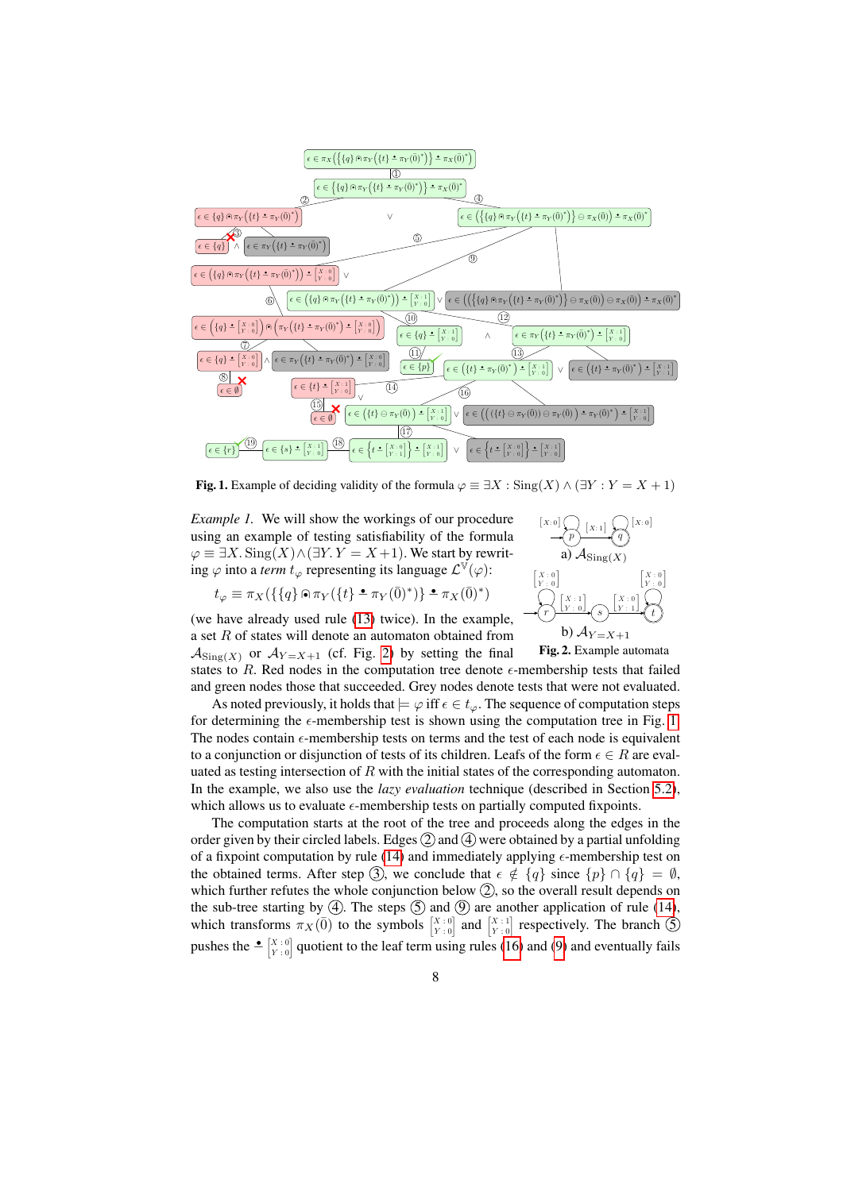**Fig. 1.** Example of deciding validity of the formula $\varphi \equiv \exists X : \mathrm{Sing}(X) \wedge (\exists Y : Y = X+1)$

*Example 1.* We will show the workings of our procedure using an example of testing satisfiability of the formula $\varphi \equiv \exists X.\, \mathrm{Sing}(X) \wedge (\exists Y.\, Y = X+1)$. We start by rewriting $\varphi$ into a *term* $t_\varphi$ representing its language $\mathcal{L}^{\mathbb{V}}(\varphi)$:

$$t_\varphi \equiv \pi_X(\{\{q\} \cap \pi_Y(\{t\} \mathbin{\dot-} \pi_Y(\bar{0})^*)\} \mathbin{\dot-} \pi_X(\bar{0})^*)$$

(we have already used rule (13) twice). In the example, a set $R$ of states will denote an automaton obtained from $\mathcal{A}_{\mathrm{Sing}(X)}$ or $\mathcal{A}_{Y=X+1}$ (cf. Fig. 2) by setting the final states to $R$. Red nodes in the computation tree denote $\epsilon$-membership tests that failed and green nodes those that succeeded. Grey nodes denote tests that were not evaluated.

a) $\mathcal{A}_{\mathrm{Sing}(X)}$

b) $\mathcal{A}_{Y=X+1}$

**Fig. 2.** Example automata

As noted previously, it holds that $\models \varphi$ iff $\epsilon \in t_\varphi$. The sequence of computation steps for determining the $\epsilon$-membership test is shown using the computation tree in Fig. 1. The nodes contain $\epsilon$-membership tests on terms and the test of each node is equivalent to a conjunction or disjunction of tests of its children. Leafs of the form $\epsilon \in R$ are evaluated as testing intersection of $R$ with the initial states of the corresponding automaton. In the example, we also use the *lazy evaluation* technique (described in Section 5.2), which allows us to evaluate $\epsilon$-membership tests on partially computed fixpoints.

The computation starts at the root of the tree and proceeds along the edges in the order given by their circled labels. Edges ② and ④ were obtained by a partial unfolding of a fixpoint computation by rule (14) and immediately applying $\epsilon$-membership test on the obtained terms. After step ③, we conclude that $\epsilon \notin \{q\}$ since $\{p\} \cap \{q\} = \emptyset$, which further refutes the whole conjunction below ②, so the overall result depends on the sub-tree starting by ④. The steps ⑤ and ⑨ are another application of rule (14), which transforms $\pi_X(\bar{0})$ to the symbols $\left[\begin{smallmatrix} X:0 \\ Y:0 \end{smallmatrix}\right]$ and $\left[\begin{smallmatrix} X:1 \\ Y:0 \end{smallmatrix}\right]$ respectively. The branch ⑤ pushes the $\mathbin{\dot-} \left[\begin{smallmatrix} X:0 \\ Y:0 \end{smallmatrix}\right]$ quotient to the leaf term using rules (16) and (9) and eventually fails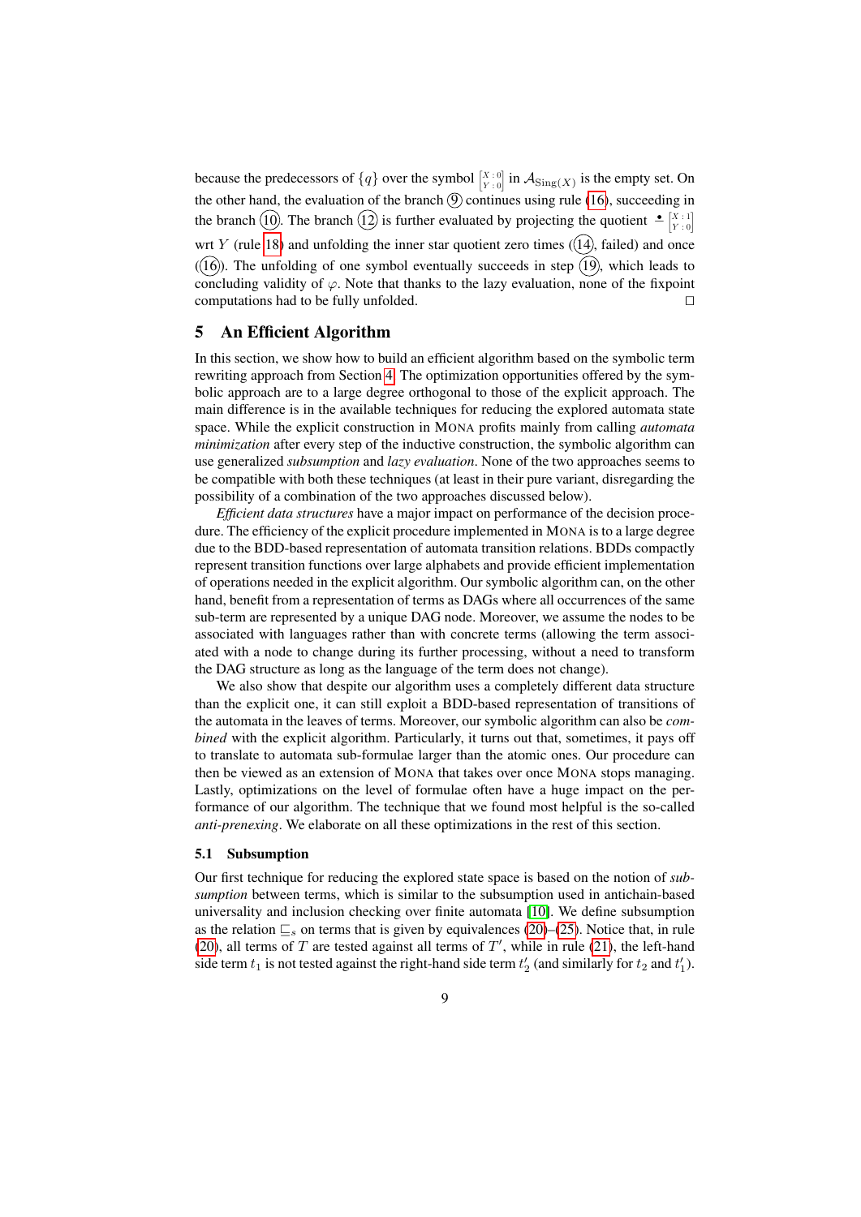because the predecessors of $\{q\}$ over the symbol $\left[\begin{smallmatrix} X:0 \\ Y:0 \end{smallmatrix}\right]$ in $\mathcal{A}_{\mathrm{Sing}(X)}$ is the empty set. On the other hand, the evaluation of the branch ⑨ continues using rule (16), succeeding in the branch ⑩. The branch ⑫ is further evaluated by projecting the quotient $\mathbin{\dot{-}} \left[\begin{smallmatrix} X:1 \\ Y:0 \end{smallmatrix}\right]$ wrt $Y$ (rule 18) and unfolding the inner star quotient zero times (⑭, failed) and once (⑯). The unfolding of one symbol eventually succeeds in step ⑲, which leads to concluding validity of $\varphi$. Note that thanks to the lazy evaluation, none of the fixpoint computations had to be fully unfolded. □

## 5 An Efficient Algorithm

In this section, we show how to build an efficient algorithm based on the symbolic term rewriting approach from Section 4. The optimization opportunities offered by the symbolic approach are to a large degree orthogonal to those of the explicit approach. The main difference is in the available techniques for reducing the explored automata state space. While the explicit construction in MONA profits mainly from calling *automata minimization* after every step of the inductive construction, the symbolic algorithm can use generalized *subsumption* and *lazy evaluation*. None of the two approaches seems to be compatible with both these techniques (at least in their pure variant, disregarding the possibility of a combination of the two approaches discussed below).

*Efficient data structures* have a major impact on performance of the decision procedure. The efficiency of the explicit procedure implemented in MONA is to a large degree due to the BDD-based representation of automata transition relations. BDDs compactly represent transition functions over large alphabets and provide efficient implementation of operations needed in the explicit algorithm. Our symbolic algorithm can, on the other hand, benefit from a representation of terms as DAGs where all occurrences of the same sub-term are represented by a unique DAG node. Moreover, we assume the nodes to be associated with languages rather than with concrete terms (allowing the term associated with a node to change during its further processing, without a need to transform the DAG structure as long as the language of the term does not change).

We also show that despite our algorithm uses a completely different data structure than the explicit one, it can still exploit a BDD-based representation of transitions of the automata in the leaves of terms. Moreover, our symbolic algorithm can also be *combined* with the explicit algorithm. Particularly, it turns out that, sometimes, it pays off to translate to automata sub-formulae larger than the atomic ones. Our procedure can then be viewed as an extension of MONA that takes over once MONA stops managing. Lastly, optimizations on the level of formulae often have a huge impact on the performance of our algorithm. The technique that we found most helpful is the so-called *anti-prenexing*. We elaborate on all these optimizations in the rest of this section.

### 5.1 Subsumption

Our first technique for reducing the explored state space is based on the notion of *subsumption* between terms, which is similar to the subsumption used in antichain-based universality and inclusion checking over finite automata [10]. We define subsumption as the relation $\sqsubseteq_s$ on terms that is given by equivalences (20)–(25). Notice that, in rule (20), all terms of $T$ are tested against all terms of $T'$, while in rule (21), the left-hand side term $t_1$ is not tested against the right-hand side term $t_2'$ (and similarly for $t_2$ and $t_1'$).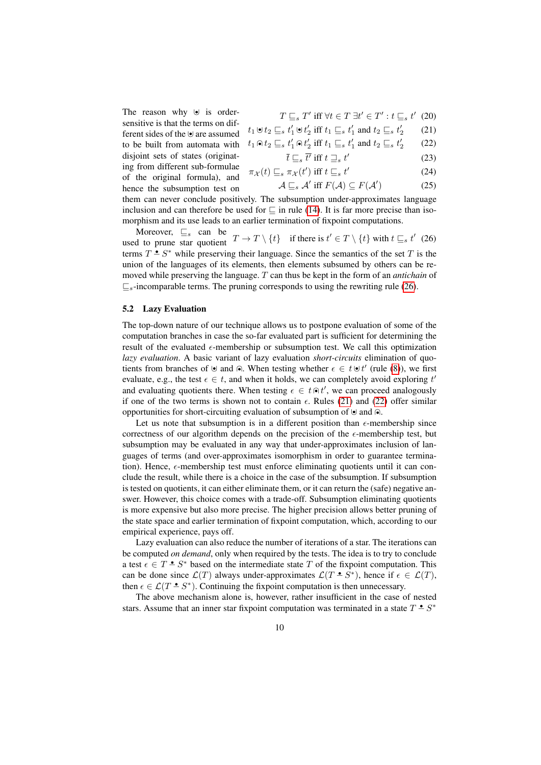The reason why $\uplus$ is order-sensitive is that the terms on different sides of the $\uplus$ are assumed to be built from automata with disjoint sets of states (originating from different sub-formulae of the original formula), and hence the subsumption test on them can never conclude positively. The subsumption under-approximates language inclusion and can therefore be used for $\sqsubseteq$ in rule (14). It is far more precise than isomorphism and its use leads to an earlier termination of fixpoint computations.

$$T \sqsubseteq_s T' \text{ iff } \forall t \in T\ \exists t' \in T' : t \sqsubseteq_s t' \quad (20)$$

$$t_1 \uplus t_2 \sqsubseteq_s t'_1 \uplus t'_2 \text{ iff } t_1 \sqsubseteq_s t'_1 \text{ and } t_2 \sqsubseteq_s t'_2 \quad (21)$$

$$t_1 \cap t_2 \sqsubseteq_s t'_1 \cap t'_2 \text{ iff } t_1 \sqsubseteq_s t'_1 \text{ and } t_2 \sqsubseteq_s t'_2 \quad (22)$$

$$\overline{t} \sqsubseteq_s \overline{t'} \text{ iff } t \sqsupseteq_s t' \quad (23)$$

$$\pi_{\mathcal{X}}(t) \sqsubseteq_s \pi_{\mathcal{X}}(t') \text{ iff } t \sqsubseteq_s t' \quad (24)$$

$$\mathcal{A} \sqsubseteq_s \mathcal{A}' \text{ iff } F(\mathcal{A}) \subseteq F(\mathcal{A}') \quad (25)$$

Moreover, $\sqsubseteq_s$ can be used to prune star quotient terms $T \stackrel{\bullet}{-} S^*$ while preserving their language. Since the semantics of the set $T$ is the union of the languages of its elements, then elements subsumed by others can be removed while preserving the language. $T$ can thus be kept in the form of an *antichain* of $\sqsubseteq_s$-incomparable terms. The pruning corresponds to using the rewriting rule (26).

$$T \to T \setminus \{t\} \quad \text{if there is } t' \in T \setminus \{t\} \text{ with } t \sqsubseteq_s t' \quad (26)$$

### 5.2 Lazy Evaluation

The top-down nature of our technique allows us to postpone evaluation of some of the computation branches in case the so-far evaluated part is sufficient for determining the result of the evaluated $\epsilon$-membership or subsumption test. We call this optimization *lazy evaluation*. A basic variant of lazy evaluation *short-circuits* elimination of quotients from branches of $\uplus$ and $\cap$. When testing whether $\epsilon \in t \uplus t'$ (rule (8)), we first evaluate, e.g., the test $\epsilon \in t$, and when it holds, we can completely avoid exploring $t'$ and evaluating quotients there. When testing $\epsilon \in t \cap t'$, we can proceed analogously if one of the two terms is shown not to contain $\epsilon$. Rules (21) and (22) offer similar opportunities for short-circuiting evaluation of subsumption of $\uplus$ and $\cap$.

Let us note that subsumption is in a different position than $\epsilon$-membership since correctness of our algorithm depends on the precision of the $\epsilon$-membership test, but subsumption may be evaluated in any way that under-approximates inclusion of languages of terms (and over-approximates isomorphism in order to guarantee termination). Hence, $\epsilon$-membership test must enforce eliminating quotients until it can conclude the result, while there is a choice in the case of the subsumption. If subsumption is tested on quotients, it can either eliminate them, or it can return the (safe) negative answer. However, this choice comes with a trade-off. Subsumption eliminating quotients is more expensive but also more precise. The higher precision allows better pruning of the state space and earlier termination of fixpoint computation, which, according to our empirical experience, pays off.

Lazy evaluation can also reduce the number of iterations of a star. The iterations can be computed *on demand*, only when required by the tests. The idea is to try to conclude a test $\epsilon \in T \stackrel{\bullet}{-} S^*$ based on the intermediate state $T$ of the fixpoint computation. This can be done since $\mathcal{L}(T)$ always under-approximates $\mathcal{L}(T \stackrel{\bullet}{-} S^*)$, hence if $\epsilon \in \mathcal{L}(T)$, then $\epsilon \in \mathcal{L}(T \stackrel{\bullet}{-} S^*)$. Continuing the fixpoint computation is then unnecessary.

The above mechanism alone is, however, rather insufficient in the case of nested stars. Assume that an inner star fixpoint computation was terminated in a state $T \stackrel{\bullet}{-} S^*$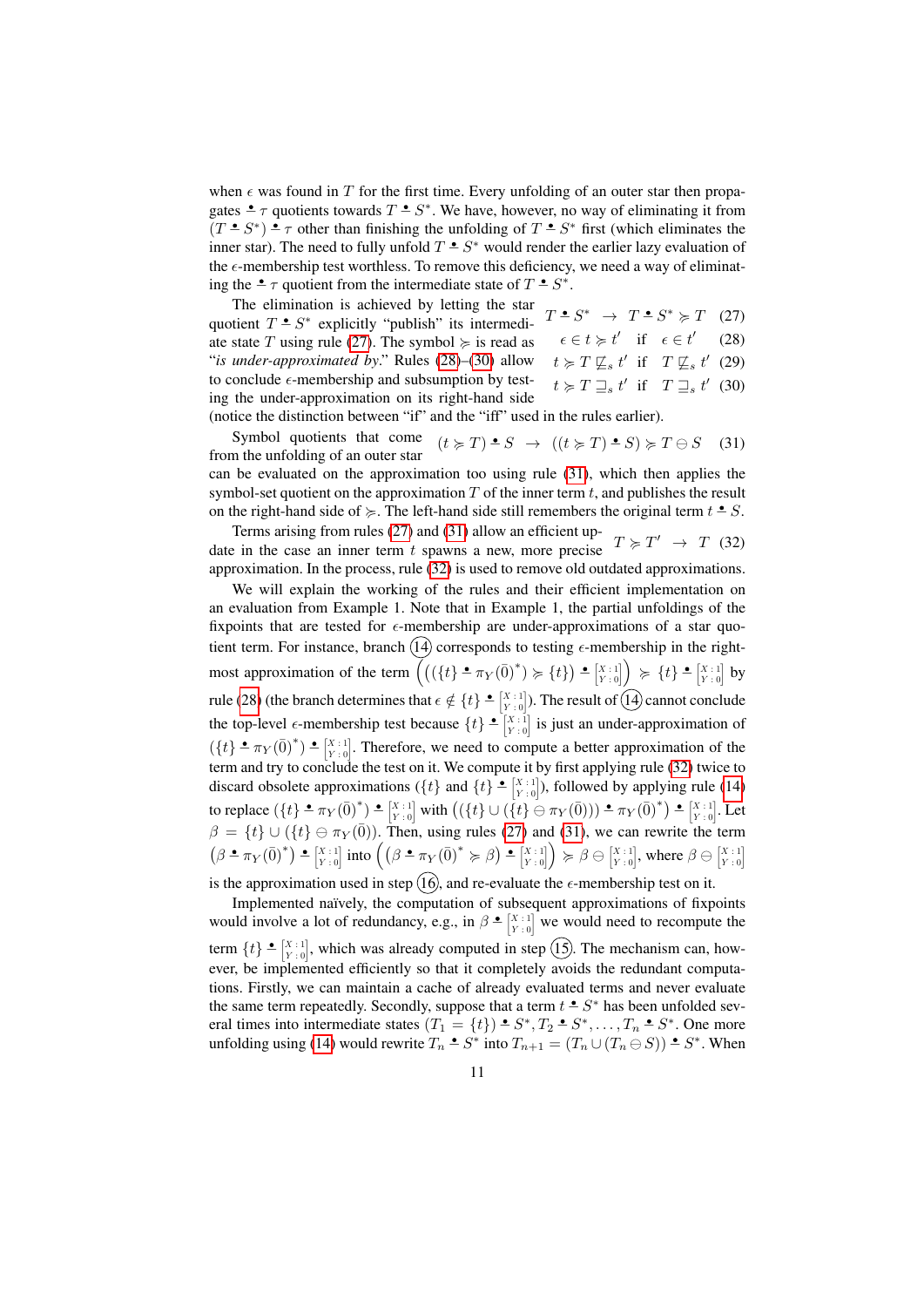when $\epsilon$ was found in $T$ for the first time. Every unfolding of an outer star then propagates $\mathbin{\dot{-}} \tau$ quotients towards $T \mathbin{\dot{-}} S^*$. We have, however, no way of eliminating it from $(T \mathbin{\dot{-}} S^*) \mathbin{\dot{-}} \tau$ other than finishing the unfolding of $T \mathbin{\dot{-}} S^*$ first (which eliminates the inner star). The need to fully unfold $T \mathbin{\dot{-}} S^*$ would render the earlier lazy evaluation of the $\epsilon$-membership test worthless. To remove this deficiency, we need a way of eliminating the $\mathbin{\dot{-}} \tau$ quotient from the intermediate state of $T \mathbin{\dot{-}} S^*$.

The elimination is achieved by letting the star quotient $T \mathbin{\dot{-}} S^*$ explicitly "publish" its intermediate state $T$ using rule (27). The symbol $\succcurlyeq$ is read as "*is under-approximated by*." Rules (28)–(30) allow to conclude $\epsilon$-membership and subsumption by testing the under-approximation on its right-hand side (notice the distinction between "if" and the "iff" used in the rules earlier).

$$T \mathbin{\dot{-}} S^* \;\rightarrow\; T \mathbin{\dot{-}} S^* \succcurlyeq T \tag{27}$$

$$\epsilon \in t \succcurlyeq t' \quad \text{if} \quad \epsilon \in t' \tag{28}$$

$$t \succcurlyeq T \not\sqsubseteq_s t' \quad \text{if} \quad T \not\sqsubseteq_s t' \tag{29}$$

$$t \succcurlyeq T \sqsupseteq_s t' \quad \text{if} \quad T \sqsupseteq_s t' \tag{30}$$

Symbol quotients that come from the unfolding of an outer star can be evaluated on the approximation too using rule (31), which then applies the symbol-set quotient on the approximation $T$ of the inner term $t$, and publishes the result on the right-hand side of $\succcurlyeq$. The left-hand side still remembers the original term $t \mathbin{\dot{-}} S$.

$$(t \succcurlyeq T) \mathbin{\dot{-}} S \;\rightarrow\; ((t \succcurlyeq T) \mathbin{\dot{-}} S) \succcurlyeq T \ominus S \tag{31}$$

Terms arising from rules (27) and (31) allow an efficient update in the case an inner term $t$ spawns a new, more precise approximation. In the process, rule (32) is used to remove old outdated approximations.

$$T \succcurlyeq T' \;\rightarrow\; T \tag{32}$$

We will explain the working of the rules and their efficient implementation on an evaluation from Example 1. Note that in Example 1, the partial unfoldings of the fixpoints that are tested for $\epsilon$-membership are under-approximations of a star quotient term. For instance, branch (14) corresponds to testing $\epsilon$-membership in the right-most approximation of the term $\left(((\{t\} \mathbin{\dot{-}} \pi_Y(\bar{0})^*) \succcurlyeq \{t\}) \mathbin{\dot{-}} \left[\begin{smallmatrix} X:1 \\ Y:0 \end{smallmatrix}\right]\right) \succcurlyeq \{t\} \mathbin{\dot{-}} \left[\begin{smallmatrix} X:1 \\ Y:0 \end{smallmatrix}\right]$ by rule (28) (the branch determines that $\epsilon \notin \{t\} \mathbin{\dot{-}} \left[\begin{smallmatrix} X:1 \\ Y:0 \end{smallmatrix}\right]$). The result of (14) cannot conclude the top-level $\epsilon$-membership test because $\{t\} \mathbin{\dot{-}} \left[\begin{smallmatrix} X:1 \\ Y:0 \end{smallmatrix}\right]$ is just an under-approximation of $(\{t\} \mathbin{\dot{-}} \pi_Y(\bar{0})^*) \mathbin{\dot{-}} \left[\begin{smallmatrix} X:1 \\ Y:0 \end{smallmatrix}\right]$. Therefore, we need to compute a better approximation of the term and try to conclude the test on it. We compute it by first applying rule (32) twice to discard obsolete approximations $(\{t\}$ and $\{t\} \mathbin{\dot{-}} \left[\begin{smallmatrix} X:1 \\ Y:0 \end{smallmatrix}\right])$, followed by applying rule (14) to replace $(\{t\} \mathbin{\dot{-}} \pi_Y(\bar{0})^*) \mathbin{\dot{-}} \left[\begin{smallmatrix} X:1 \\ Y:0 \end{smallmatrix}\right]$ with $\left((\{t\} \cup (\{t\} \ominus \pi_Y(\bar{0}))) \mathbin{\dot{-}} \pi_Y(\bar{0})^*\right) \mathbin{\dot{-}} \left[\begin{smallmatrix} X:1 \\ Y:0 \end{smallmatrix}\right]$. Let $\beta = \{t\} \cup (\{t\} \ominus \pi_Y(\bar{0}))$. Then, using rules (27) and (31), we can rewrite the term $(\beta \mathbin{\dot{-}} \pi_Y(\bar{0})^*) \mathbin{\dot{-}} \left[\begin{smallmatrix} X:1 \\ Y:0 \end{smallmatrix}\right]$ into $\left((\beta \mathbin{\dot{-}} \pi_Y(\bar{0})^* \succcurlyeq \beta) \mathbin{\dot{-}} \left[\begin{smallmatrix} X:1 \\ Y:0 \end{smallmatrix}\right]\right) \succcurlyeq \beta \ominus \left[\begin{smallmatrix} X:1 \\ Y:0 \end{smallmatrix}\right]$, where $\beta \ominus \left[\begin{smallmatrix} X:1 \\ Y:0 \end{smallmatrix}\right]$ is the approximation used in step (16), and re-evaluate the $\epsilon$-membership test on it.

Implemented naïvely, the computation of subsequent approximations of fixpoints would involve a lot of redundancy, e.g., in $\beta \mathbin{\dot{-}} \left[\begin{smallmatrix} X:1 \\ Y:0 \end{smallmatrix}\right]$ we would need to recompute the term $\{t\} \mathbin{\dot{-}} \left[\begin{smallmatrix} X:1 \\ Y:0 \end{smallmatrix}\right]$, which was already computed in step (15). The mechanism can, however, be implemented efficiently so that it completely avoids the redundant computations. Firstly, we can maintain a cache of already evaluated terms and never evaluate the same term repeatedly. Secondly, suppose that a term $t \mathbin{\dot{-}} S^*$ has been unfolded several times into intermediate states $(T_1 = \{t\}) \mathbin{\dot{-}} S^*, T_2 \mathbin{\dot{-}} S^*, \ldots, T_n \mathbin{\dot{-}} S^*$. One more unfolding using (14) would rewrite $T_n \mathbin{\dot{-}} S^*$ into $T_{n+1} = (T_n \cup (T_n \ominus S)) \mathbin{\dot{-}} S^*$. When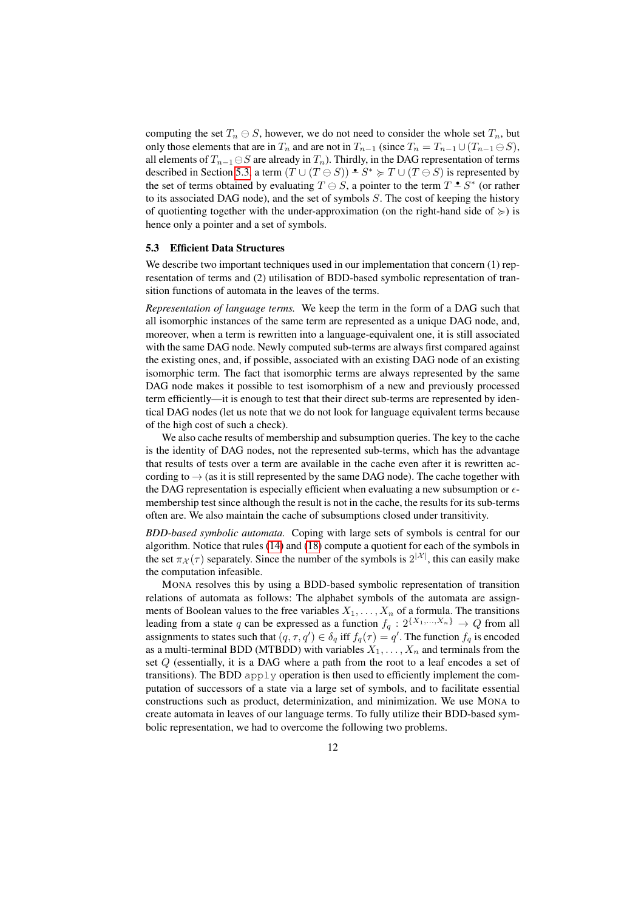computing the set $T_n \ominus S$, however, we do not need to consider the whole set $T_n$, but only those elements that are in $T_n$ and are not in $T_{n-1}$ (since $T_n = T_{n-1} \cup (T_{n-1} \ominus S)$, all elements of $T_{n-1} \ominus S$ are already in $T_n$). Thirdly, in the DAG representation of terms described in Section 5.3, a term $(T \cup (T \ominus S)) \stackrel{\bullet}{-} S^* \succcurlyeq T \cup (T \ominus S)$ is represented by the set of terms obtained by evaluating $T \ominus S$, a pointer to the term $T \stackrel{\bullet}{-} S^*$ (or rather to its associated DAG node), and the set of symbols $S$. The cost of keeping the history of quotienting together with the under-approximation (on the right-hand side of $\succcurlyeq$) is hence only a pointer and a set of symbols.

### 5.3 Efficient Data Structures

We describe two important techniques used in our implementation that concern (1) representation of terms and (2) utilisation of BDD-based symbolic representation of transition functions of automata in the leaves of the terms.

*Representation of language terms.* We keep the term in the form of a DAG such that all isomorphic instances of the same term are represented as a unique DAG node, and, moreover, when a term is rewritten into a language-equivalent one, it is still associated with the same DAG node. Newly computed sub-terms are always first compared against the existing ones, and, if possible, associated with an existing DAG node of an existing isomorphic term. The fact that isomorphic terms are always represented by the same DAG node makes it possible to test isomorphism of a new and previously processed term efficiently—it is enough to test that their direct sub-terms are represented by identical DAG nodes (let us note that we do not look for language equivalent terms because of the high cost of such a check).

We also cache results of membership and subsumption queries. The key to the cache is the identity of DAG nodes, not the represented sub-terms, which has the advantage that results of tests over a term are available in the cache even after it is rewritten according to $\to$ (as it is still represented by the same DAG node). The cache together with the DAG representation is especially efficient when evaluating a new subsumption or $\epsilon$-membership test since although the result is not in the cache, the results for its sub-terms often are. We also maintain the cache of subsumptions closed under transitivity.

*BDD-based symbolic automata.* Coping with large sets of symbols is central for our algorithm. Notice that rules (14) and (18) compute a quotient for each of the symbols in the set $\pi_{\mathcal{X}}(\tau)$ separately. Since the number of the symbols is $2^{|\mathcal{X}|}$, this can easily make the computation infeasible.

MONA resolves this by using a BDD-based symbolic representation of transition relations of automata as follows: The alphabet symbols of the automata are assignments of Boolean values to the free variables $X_1, \ldots, X_n$ of a formula. The transitions leading from a state $q$ can be expressed as a function $f_q : 2^{\{X_1,\ldots,X_n\}} \to Q$ from all assignments to states such that $(q, \tau, q') \in \delta_q$ iff $f_q(\tau) = q'$. The function $f_q$ is encoded as a multi-terminal BDD (MTBDD) with variables $X_1, \ldots, X_n$ and terminals from the set $Q$ (essentially, it is a DAG where a path from the root to a leaf encodes a set of transitions). The BDD `apply` operation is then used to efficiently implement the computation of successors of a state via a large set of symbols, and to facilitate essential constructions such as product, determinization, and minimization. We use MONA to create automata in leaves of our language terms. To fully utilize their BDD-based symbolic representation, we had to overcome the following two problems.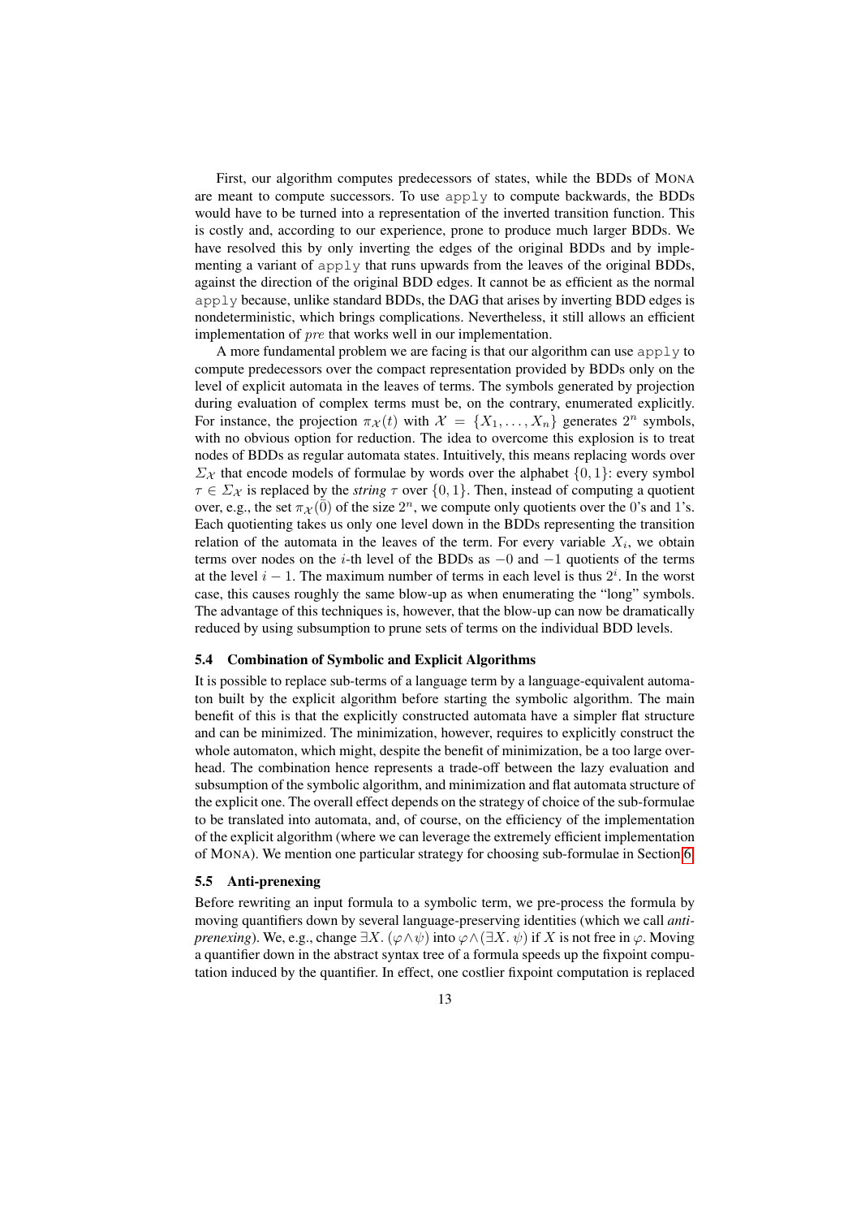First, our algorithm computes predecessors of states, while the BDDs of MONA are meant to compute successors. To use `apply` to compute backwards, the BDDs would have to be turned into a representation of the inverted transition function. This is costly and, according to our experience, prone to produce much larger BDDs. We have resolved this by only inverting the edges of the original BDDs and by implementing a variant of `apply` that runs upwards from the leaves of the original BDDs, against the direction of the original BDD edges. It cannot be as efficient as the normal `apply` because, unlike standard BDDs, the DAG that arises by inverting BDD edges is nondeterministic, which brings complications. Nevertheless, it still allows an efficient implementation of $pre$ that works well in our implementation.

A more fundamental problem we are facing is that our algorithm can use `apply` to compute predecessors over the compact representation provided by BDDs only on the level of explicit automata in the leaves of terms. The symbols generated by projection during evaluation of complex terms must be, on the contrary, enumerated explicitly. For instance, the projection $\pi_{\mathcal{X}}(t)$ with $\mathcal{X} = \{X_1, \ldots, X_n\}$ generates $2^n$ symbols, with no obvious option for reduction. The idea to overcome this explosion is to treat nodes of BDDs as regular automata states. Intuitively, this means replacing words over $\Sigma_{\mathcal{X}}$ that encode models of formulae by words over the alphabet $\{0, 1\}$: every symbol $\tau \in \Sigma_{\mathcal{X}}$ is replaced by the *string* $\tau$ over $\{0, 1\}$. Then, instead of computing a quotient over, e.g., the set $\pi_{\mathcal{X}}(\bar{0})$ of the size $2^n$, we compute only quotients over the 0's and 1's. Each quotienting takes us only one level down in the BDDs representing the transition relation of the automata in the leaves of the term. For every variable $X_i$, we obtain terms over nodes on the $i$-th level of the BDDs as $-0$ and $-1$ quotients of the terms at the level $i - 1$. The maximum number of terms in each level is thus $2^i$. In the worst case, this causes roughly the same blow-up as when enumerating the "long" symbols. The advantage of this techniques is, however, that the blow-up can now be dramatically reduced by using subsumption to prune sets of terms on the individual BDD levels.

### 5.4 Combination of Symbolic and Explicit Algorithms

It is possible to replace sub-terms of a language term by a language-equivalent automaton built by the explicit algorithm before starting the symbolic algorithm. The main benefit of this is that the explicitly constructed automata have a simpler flat structure and can be minimized. The minimization, however, requires to explicitly construct the whole automaton, which might, despite the benefit of minimization, be a too large overhead. The combination hence represents a trade-off between the lazy evaluation and subsumption of the symbolic algorithm, and minimization and flat automata structure of the explicit one. The overall effect depends on the strategy of choice of the sub-formulae to be translated into automata, and, of course, on the efficiency of the implementation of the explicit algorithm (where we can leverage the extremely efficient implementation of MONA). We mention one particular strategy for choosing sub-formulae in Section 6.

### 5.5 Anti-prenexing

Before rewriting an input formula to a symbolic term, we pre-process the formula by moving quantifiers down by several language-preserving identities (which we call *anti-prenexing*). We, e.g., change $\exists X. (\varphi \wedge \psi)$ into $\varphi \wedge (\exists X. \psi)$ if $X$ is not free in $\varphi$. Moving a quantifier down in the abstract syntax tree of a formula speeds up the fixpoint computation induced by the quantifier. In effect, one costlier fixpoint computation is replaced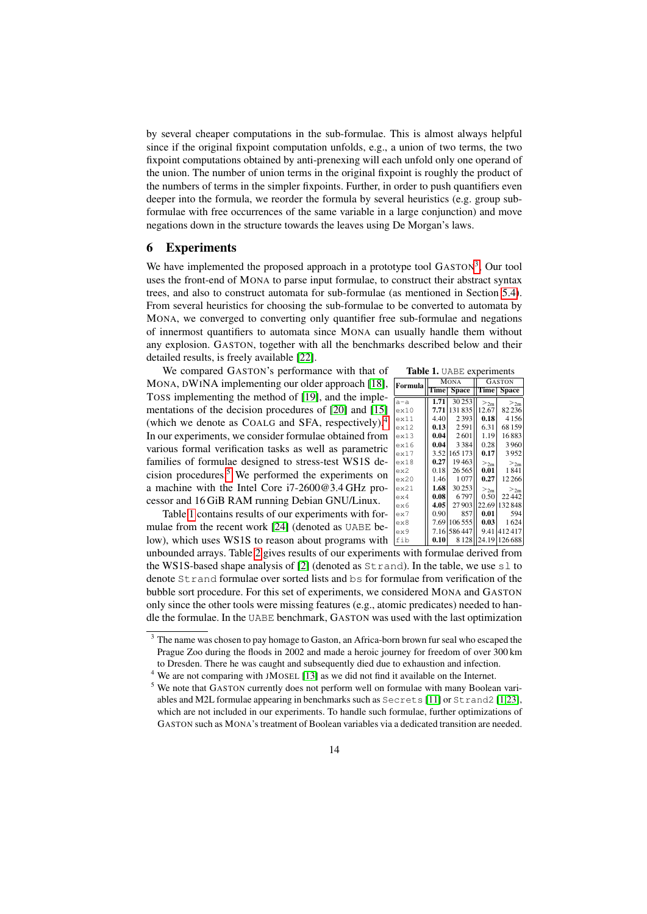by several cheaper computations in the sub-formulae. This is almost always helpful since if the original fixpoint computation unfolds, e.g., a union of two terms, the two fixpoint computations obtained by anti-prenexing will each unfold only one operand of the union. The number of union terms in the original fixpoint is roughly the product of the numbers of terms in the simpler fixpoints. Further, in order to push quantifiers even deeper into the formula, we reorder the formula by several heuristics (e.g. group sub-formulae with free occurrences of the same variable in a large conjunction) and move negations down in the structure towards the leaves using De Morgan's laws.

## 6 Experiments

We have implemented the proposed approach in a prototype tool GASTON[3]. Our tool uses the front-end of MONA to parse input formulae, to construct their abstract syntax trees, and also to construct automata for sub-formulae (as mentioned in Section 5.4). From several heuristics for choosing the sub-formulae to be converted to automata by MONA, we converged to converting only quantifier free sub-formulae and negations of innermost quantifiers to automata since MONA can usually handle them without any explosion. GASTON, together with all the benchmarks described below and their detailed results, is freely available [22].

We compared GASTON's performance with that of MONA, DWINA implementing our older approach [18], TOSS implementing the method of [19], and the implementations of the decision procedures of [20] and [15] (which we denote as COALG and SFA, respectively).[4] In our experiments, we consider formulae obtained from various formal verification tasks as well as parametric families of formulae designed to stress-test WS1S decision procedures.[5] We performed the experiments on a machine with the Intel Core i7-2600@3.4 GHz processor and 16 GiB RAM running Debian GNU/Linux.

**Table 1.** `UABE` experiments

| Formula | MONA | | GASTON | |
|---|---|---|---|---|
| | Time | Space | Time | Space |
| `a-a` | **1.71** | 30 253 | $>_{2m}$ | $>_{2m}$ |
| `ex10` | **7.71** | 131 835 | 12.67 | 82 236 |
| `ex11` | 4.40 | 2 393 | **0.18** | 4 156 |
| `ex12` | **0.13** | 2 591 | 6.31 | 68 159 |
| `ex13` | **0.04** | 2 601 | 1.19 | 16 883 |
| `ex16` | **0.04** | 3 384 | 0.28 | 3 960 |
| `ex17` | 3.52 | 165 173 | **0.17** | 3 952 |
| `ex18` | **0.27** | 19 463 | $>_{2m}$ | $>_{2m}$ |
| `ex2` | 0.18 | 26 565 | **0.01** | 1 841 |
| `ex20` | 1.46 | 1 077 | **0.27** | 12 266 |
| `ex21` | **1.68** | 30 253 | $>_{2m}$ | $>_{2m}$ |
| `ex4` | **0.08** | 6 797 | 0.50 | 22 442 |
| `ex6` | **4.05** | 27 903 | 22.69 | 132 848 |
| `ex7` | 0.90 | 857 | **0.01** | 594 |
| `ex8` | 7.69 | 106 555 | **0.03** | 1 624 |
| `ex9` | 7.16 | 586 447 | 9.41 | 412 417 |
| `fib` | **0.10** | 8 128 | 24.19 | 126 688 |

Table 1 contains results of our experiments with formulae from the recent work [24] (denoted as `UABE` below), which uses WS1S to reason about programs with unbounded arrays. Table 2 gives results of our experiments with formulae derived from the WS1S-based shape analysis of [2] (denoted as `Strand`). In the table, we use `sl` to denote `Strand` formulae over sorted lists and `bs` for formulae from verification of the bubble sort procedure. For this set of experiments, we considered MONA and GASTON only since the other tools were missing features (e.g., atomic predicates) needed to handle the formulae. In the `UABE` benchmark, GASTON was used with the last optimization

[3] The name was chosen to pay homage to Gaston, an Africa-born brown fur seal who escaped the Prague Zoo during the floods in 2002 and made a heroic journey for freedom of over 300 km to Dresden. There he was caught and subsequently died due to exhaustion and infection.

[4] We are not comparing with JMOSEL [13] as we did not find it available on the Internet.

[5] We note that GASTON currently does not perform well on formulae with many Boolean variables and M2L formulae appearing in benchmarks such as `Secrets` [11] or `Strand2` [1,23], which are not included in our experiments. To handle such formulae, further optimizations of GASTON such as MONA's treatment of Boolean variables via a dedicated transition are needed.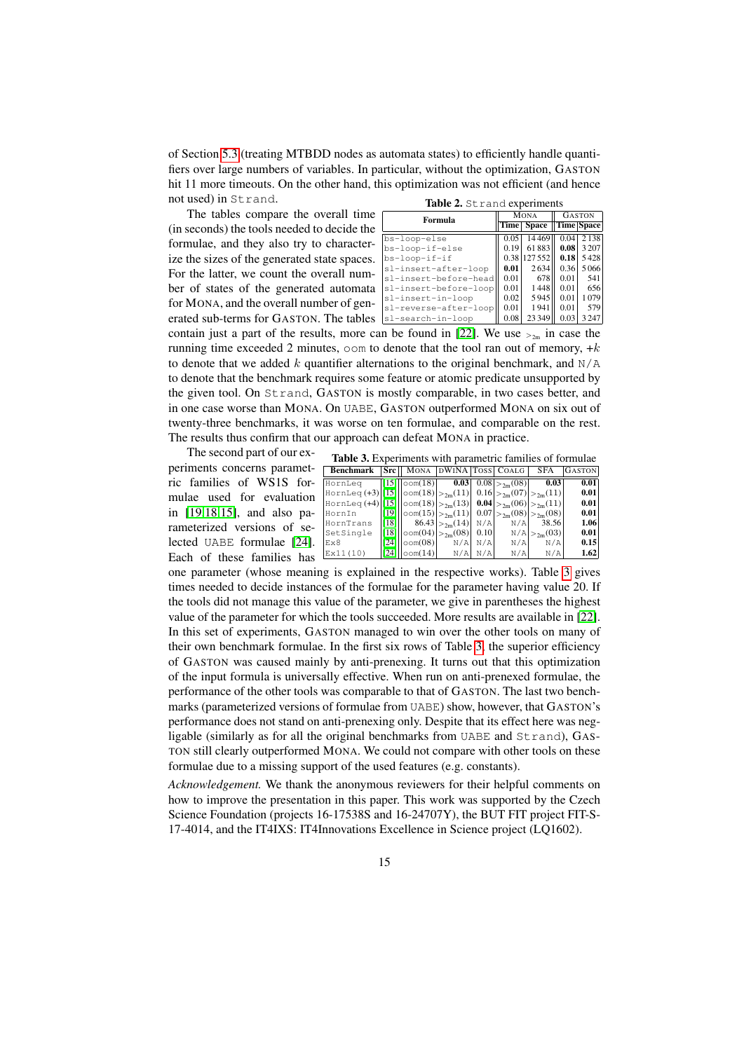of Section 5.3 (treating MTBDD nodes as automata states) to efficiently handle quantifiers over large numbers of variables. In particular, without the optimization, GASTON hit 11 more timeouts. On the other hand, this optimization was not efficient (and hence not used) in Strand.

The tables compare the overall time (in seconds) the tools needed to decide the formulae, and they also try to characterize the sizes of the generated state spaces. For the latter, we count the overall number of states of the generated automata for MONA, and the overall number of generated sub-terms for GASTON. The tables contain just a part of the results, more can be found in [22]. We use $>_{2m}$ in case the running time exceeded 2 minutes, oom to denote that the tool ran out of memory, +$k$ to denote that we added $k$ quantifier alternations to the original benchmark, and N/A to denote that the benchmark requires some feature or atomic predicate unsupported by the given tool. On Strand, GASTON is mostly comparable, in two cases better, and in one case worse than MONA. On UABE, GASTON outperformed MONA on six out of twenty-three benchmarks, it was worse on ten formulae, and comparable on the rest. The results thus confirm that our approach can defeat MONA in practice.

**Table 2.** Strand experiments

| Formula | MONA | | GASTON | |
|---|---|---|---|---|
| | Time | Space | Time | Space |
| bs-loop-else | 0.05 | 14 469 | 0.04 | 2 138 |
| bs-loop-if-else | 0.19 | 61 883 | **0.08** | 3 207 |
| bs-loop-if-if | 0.38 | 127 552 | **0.18** | 5 428 |
| sl-insert-after-loop | **0.01** | 2 634 | 0.36 | 5 066 |
| sl-insert-before-head | 0.01 | 678 | 0.01 | 541 |
| sl-insert-before-loop | 0.01 | 1 448 | 0.01 | 656 |
| sl-insert-in-loop | 0.02 | 5 945 | 0.01 | 1 079 |
| sl-reverse-after-loop | 0.01 | 1 941 | 0.01 | 579 |
| sl-search-in-loop | 0.08 | 23 349 | 0.03 | 3 247 |

The second part of our experiments concerns parametric families of WS1S formulae used for evaluation in [19,18,15], and also parameterized versions of selected UABE formulae [24]. Each of these families has one parameter (whose meaning is explained in the respective works). Table 3 gives times needed to decide instances of the formulae for the parameter having value 20. If the tools did not manage this value of the parameter, we give in parentheses the highest value of the parameter for which the tools succeeded. More results are available in [22]. In this set of experiments, GASTON managed to win over the other tools on many of their own benchmark formulae. In the first six rows of Table 3, the superior efficiency of GASTON was caused mainly by anti-prenexing. It turns out that this optimization of the input formula is universally effective. When run on anti-prenexed formulae, the performance of the other tools was comparable to that of GASTON. The last two benchmarks (parameterized versions of formulae from UABE) show, however, that GASTON's performance does not stand on anti-prenexing only. Despite that its effect here was negligible (similarly as for all the original benchmarks from UABE and Strand), GASTON still clearly outperformed MONA. We could not compare with other tools on these formulae due to a missing support of the used features (e.g. constants).

**Table 3.** Experiments with parametric families of formulae

| Benchmark | Src | MONA | DWINA | TOSS | COALG | SFA | GASTON |
|---|---|---|---|---|---|---|---|
| HornLeq | [15] | oom(18) | **0.03** | 0.08 | $>_{2m}$(08) | **0.03** | **0.01** |
| HornLeq (+3) | [15] | oom(18) | $>_{2m}$(11) | 0.16 | $>_{2m}$(07) | $>_{2m}$(11) | **0.01** |
| HornLeq (+4) | [15] | oom(18) | $>_{2m}$(13) | **0.04** | $>_{2m}$(06) | $>_{2m}$(11) | **0.01** |
| HornIn | [19] | oom(15) | $>_{2m}$(11) | 0.07 | $>_{2m}$(08) | $>_{2m}$(08) | **0.01** |
| HornTrans | [18] | 86.43 | $>_{2m}$(14) | N/A | N/A | 38.56 | **1.06** |
| SetSingle | [18] | oom(04) | $>_{2m}$(08) | 0.10 | N/A | $>_{2m}$(03) | **0.01** |
| Ex8 | [24] | oom(08) | N/A | N/A | N/A | N/A | **0.15** |
| Ex11(10) | [24] | oom(14) | N/A | N/A | N/A | N/A | **1.62** |

*Acknowledgement.* We thank the anonymous reviewers for their helpful comments on how to improve the presentation in this paper. This work was supported by the Czech Science Foundation (projects 16-17538S and 16-24707Y), the BUT FIT project FIT-S-17-4014, and the IT4IXS: IT4Innovations Excellence in Science project (LQ1602).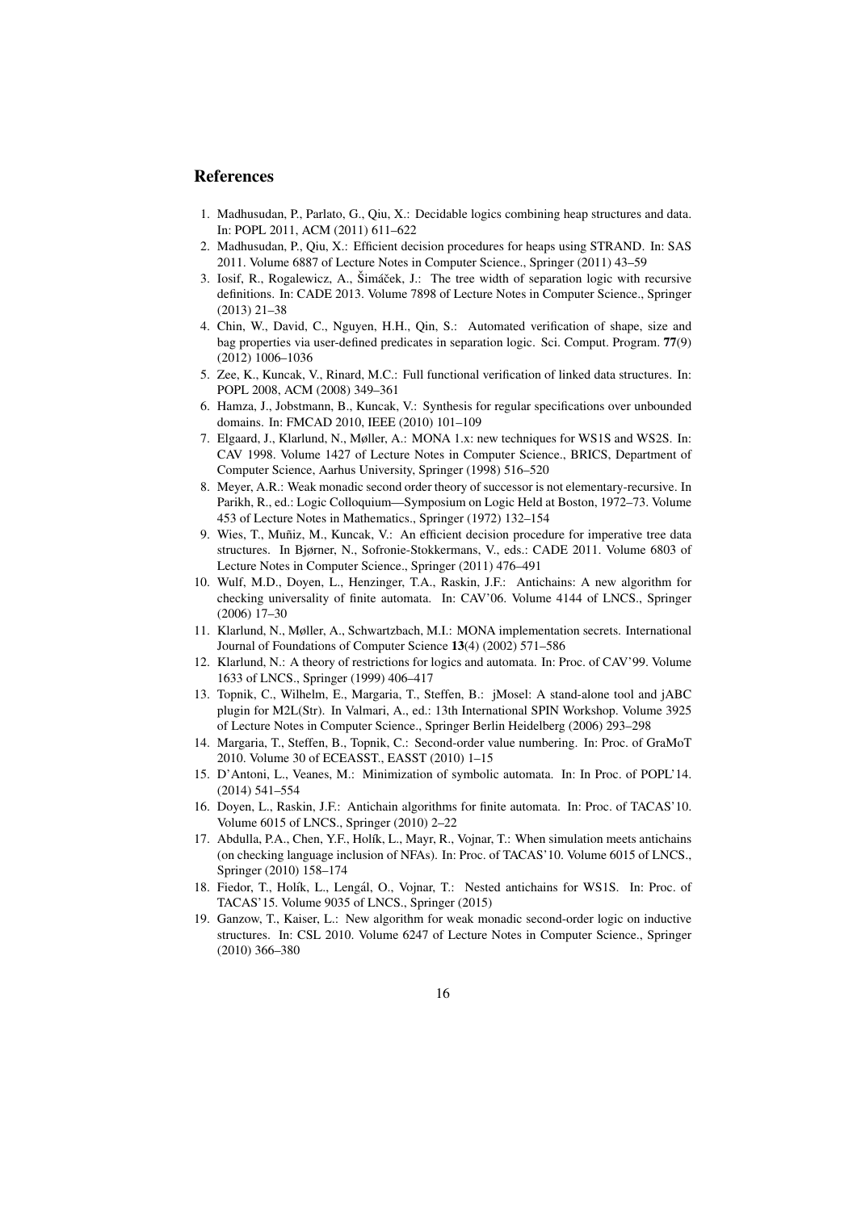## References

1. Madhusudan, P., Parlato, G., Qiu, X.: Decidable logics combining heap structures and data. In: POPL 2011, ACM (2011) 611–622
2. Madhusudan, P., Qiu, X.: Efficient decision procedures for heaps using STRAND. In: SAS 2011. Volume 6887 of Lecture Notes in Computer Science., Springer (2011) 43–59
3. Iosif, R., Rogalewicz, A., Šimáček, J.: The tree width of separation logic with recursive definitions. In: CADE 2013. Volume 7898 of Lecture Notes in Computer Science., Springer (2013) 21–38
4. Chin, W., David, C., Nguyen, H.H., Qin, S.: Automated verification of shape, size and bag properties via user-defined predicates in separation logic. Sci. Comput. Program. **77**(9) (2012) 1006–1036
5. Zee, K., Kuncak, V., Rinard, M.C.: Full functional verification of linked data structures. In: POPL 2008, ACM (2008) 349–361
6. Hamza, J., Jobstmann, B., Kuncak, V.: Synthesis for regular specifications over unbounded domains. In: FMCAD 2010, IEEE (2010) 101–109
7. Elgaard, J., Klarlund, N., Møller, A.: MONA 1.x: new techniques for WS1S and WS2S. In: CAV 1998. Volume 1427 of Lecture Notes in Computer Science., BRICS, Department of Computer Science, Aarhus University, Springer (1998) 516–520
8. Meyer, A.R.: Weak monadic second order theory of successor is not elementary-recursive. In Parikh, R., ed.: Logic Colloquium—Symposium on Logic Held at Boston, 1972–73. Volume 453 of Lecture Notes in Mathematics., Springer (1972) 132–154
9. Wies, T., Muñiz, M., Kuncak, V.: An efficient decision procedure for imperative tree data structures. In Bjørner, N., Sofronie-Stokkermans, V., eds.: CADE 2011. Volume 6803 of Lecture Notes in Computer Science., Springer (2011) 476–491
10. Wulf, M.D., Doyen, L., Henzinger, T.A., Raskin, J.F.: Antichains: A new algorithm for checking universality of finite automata. In: CAV'06. Volume 4144 of LNCS., Springer (2006) 17–30
11. Klarlund, N., Møller, A., Schwartzbach, M.I.: MONA implementation secrets. International Journal of Foundations of Computer Science **13**(4) (2002) 571–586
12. Klarlund, N.: A theory of restrictions for logics and automata. In: Proc. of CAV'99. Volume 1633 of LNCS., Springer (1999) 406–417
13. Topnik, C., Wilhelm, E., Margaria, T., Steffen, B.: jMosel: A stand-alone tool and jABC plugin for M2L(Str). In Valmari, A., ed.: 13th International SPIN Workshop. Volume 3925 of Lecture Notes in Computer Science., Springer Berlin Heidelberg (2006) 293–298
14. Margaria, T., Steffen, B., Topnik, C.: Second-order value numbering. In: Proc. of GraMoT 2010. Volume 30 of ECEASST., EASST (2010) 1–15
15. D'Antoni, L., Veanes, M.: Minimization of symbolic automata. In: In Proc. of POPL'14. (2014) 541–554
16. Doyen, L., Raskin, J.F.: Antichain algorithms for finite automata. In: Proc. of TACAS'10. Volume 6015 of LNCS., Springer (2010) 2–22
17. Abdulla, P.A., Chen, Y.F., Holík, L., Mayr, R., Vojnar, T.: When simulation meets antichains (on checking language inclusion of NFAs). In: Proc. of TACAS'10. Volume 6015 of LNCS., Springer (2010) 158–174
18. Fiedor, T., Holík, L., Lengál, O., Vojnar, T.: Nested antichains for WS1S. In: Proc. of TACAS'15. Volume 9035 of LNCS., Springer (2015)
19. Ganzow, T., Kaiser, L.: New algorithm for weak monadic second-order logic on inductive structures. In: CSL 2010. Volume 6247 of Lecture Notes in Computer Science., Springer (2010) 366–380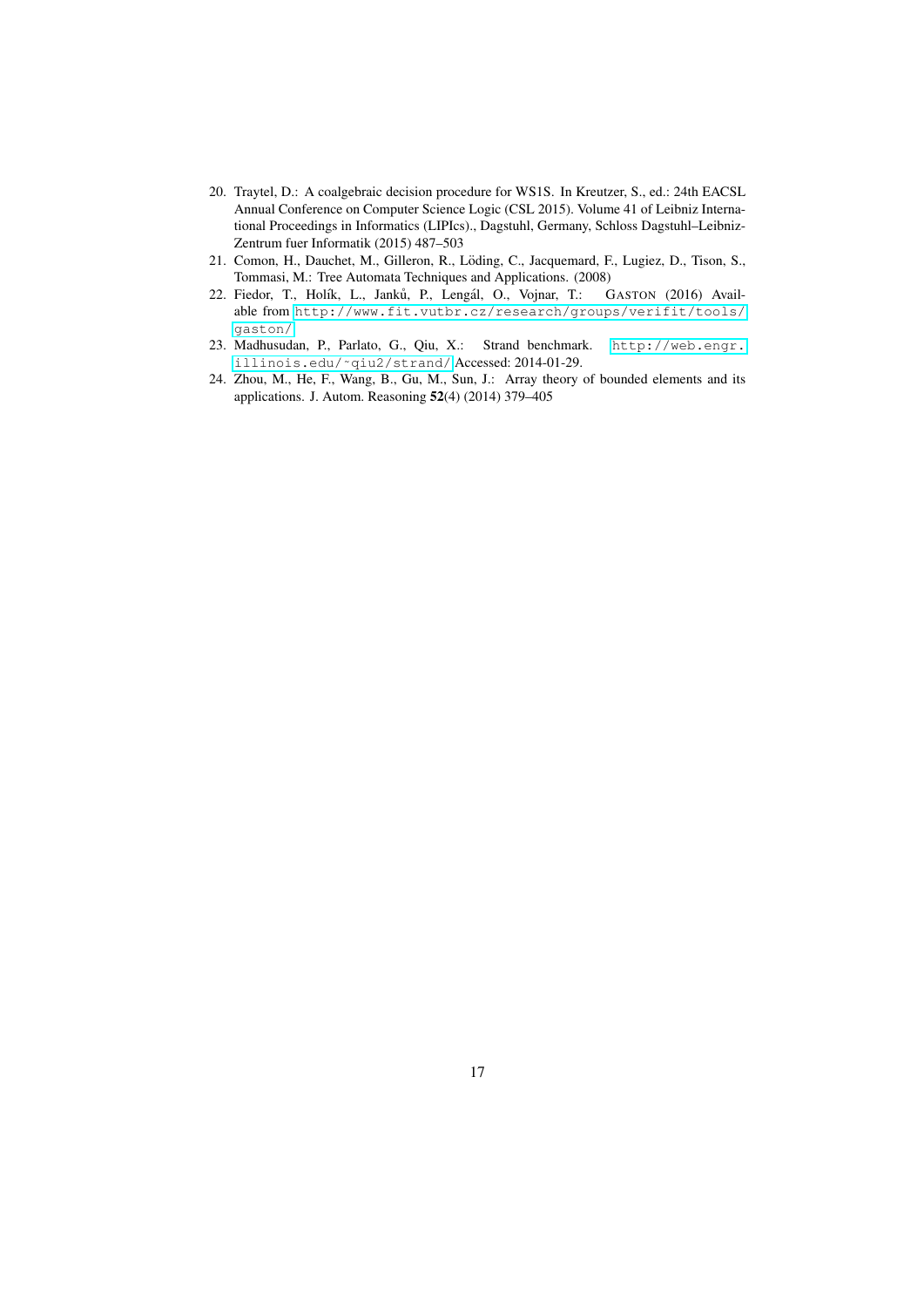20. Traytel, D.: A coalgebraic decision procedure for WS1S. In Kreutzer, S., ed.: 24th EACSL Annual Conference on Computer Science Logic (CSL 2015). Volume 41 of Leibniz International Proceedings in Informatics (LIPIcs)., Dagstuhl, Germany, Schloss Dagstuhl–Leibniz-Zentrum fuer Informatik (2015) 487–503
21. Comon, H., Dauchet, M., Gilleron, R., Löding, C., Jacquemard, F., Lugiez, D., Tison, S., Tommasi, M.: Tree Automata Techniques and Applications. (2008)
22. Fiedor, T., Holík, L., Janků, P., Lengál, O., Vojnar, T.: GASTON (2016) Available from http://www.fit.vutbr.cz/research/groups/verifit/tools/gaston/
23. Madhusudan, P., Parlato, G., Qiu, X.: Strand benchmark. http://web.engr.illinois.edu/~qiu2/strand/ Accessed: 2014-01-29.
24. Zhou, M., He, F., Wang, B., Gu, M., Sun, J.: Array theory of bounded elements and its applications. J. Autom. Reasoning **52**(4) (2014) 379–405